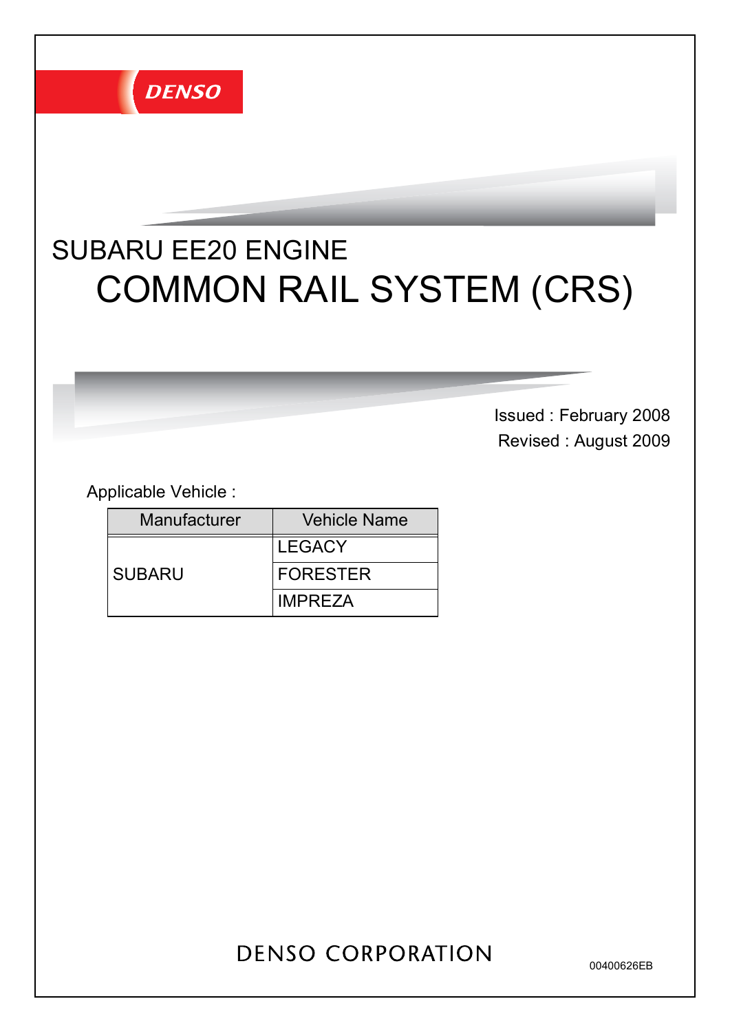DENSO

# SUBARU EE20 ENGINE

# COMMON RAIL SYSTEM (CRS)

Issued : February 2008

Revised : August 2009

Applicable Vehicle :

| Manufacturer | Vehicle Name |
|---|---|
| SUBARU | LEGACY |
| | FORESTER |
| | IMPREZA |

DENSO CORPORATION

00400626EB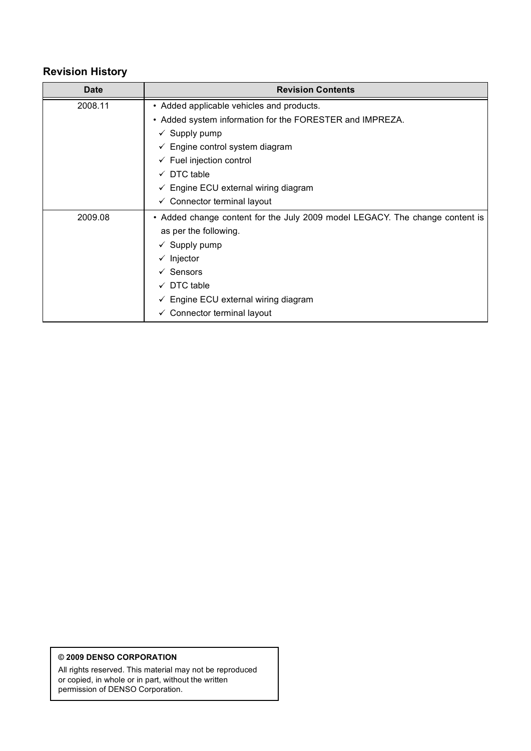## Revision History

| Date | Revision Contents |
| --- | --- |
| 2008.11 | • Added applicable vehicles and products.<br>• Added system information for the FORESTER and IMPREZA.<br>✓ Supply pump<br>✓ Engine control system diagram<br>✓ Fuel injection control<br>✓ DTC table<br>✓ Engine ECU external wiring diagram<br>✓ Connector terminal layout |
| 2009.08 | • Added change content for the July 2009 model LEGACY. The change content is as per the following.<br>✓ Supply pump<br>✓ Injector<br>✓ Sensors<br>✓ DTC table<br>✓ Engine ECU external wiring diagram<br>✓ Connector terminal layout |

**© 2009 DENSO CORPORATION**

All rights reserved. This material may not be reproduced or copied, in whole or in part, without the written permission of DENSO Corporation.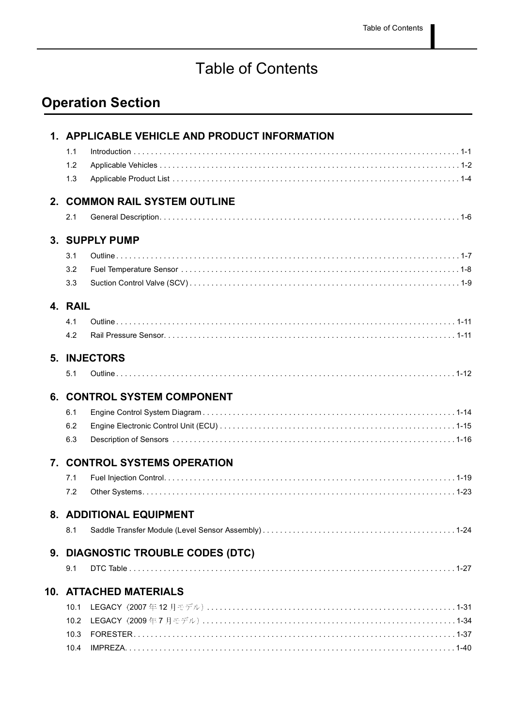# Table of Contents

## Operation Section

### 1. APPLICABLE VEHICLE AND PRODUCT INFORMATION

- 1.1 Introduction . . . 1-1
- 1.2 Applicable Vehicles . . . 1-2
- 1.3 Applicable Product List . . . 1-4

### 2. COMMON RAIL SYSTEM OUTLINE

- 2.1 General Description. . . . 1-6

### 3. SUPPLY PUMP

- 3.1 Outline . . . 1-7
- 3.2 Fuel Temperature Sensor . . . 1-8
- 3.3 Suction Control Valve (SCV) . . . 1-9

### 4. RAIL

- 4.1 Outline . . . 1-11
- 4.2 Rail Pressure Sensor. . . . 1-11

### 5. INJECTORS

- 5.1 Outline . . . 1-12

### 6. CONTROL SYSTEM COMPONENT

- 6.1 Engine Control System Diagram . . . 1-14
- 6.2 Engine Electronic Control Unit (ECU) . . . 1-15
- 6.3 Description of Sensors . . . 1-16

### 7. CONTROL SYSTEMS OPERATION

- 7.1 Fuel Injection Control. . . . 1-19
- 7.2 Other Systems. . . . 1-23

### 8. ADDITIONAL EQUIPMENT

- 8.1 Saddle Transfer Module (Level Sensor Assembly) . . . 1-24

### 9. DIAGNOSTIC TROUBLE CODES (DTC)

- 9.1 DTC Table . . . 1-27

### 10. ATTACHED MATERIALS

- 10.1 LEGACY（2007 年 12 月モデル）. . . 1-31
- 10.2 LEGACY（2009 年 7 月モデル）. . . 1-34
- 10.3 FORESTER . . . 1-37
- 10.4 IMPREZA. . . . 1-40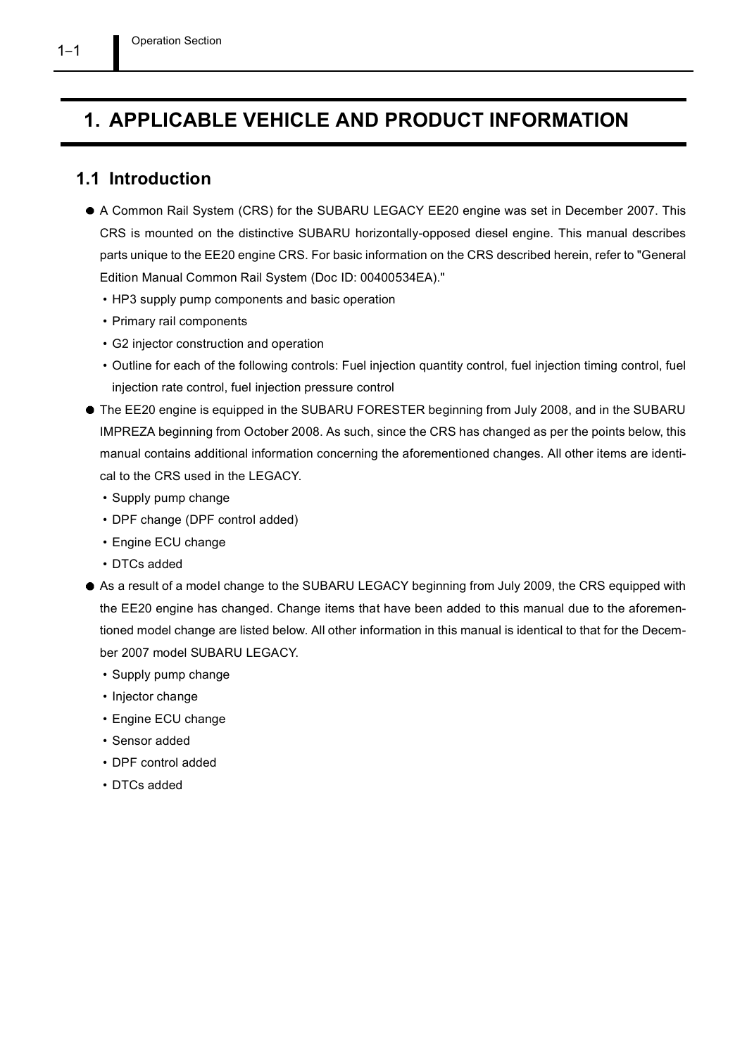# 1. APPLICABLE VEHICLE AND PRODUCT INFORMATION

## 1.1 Introduction

- A Common Rail System (CRS) for the SUBARU LEGACY EE20 engine was set in December 2007. This CRS is mounted on the distinctive SUBARU horizontally-opposed diesel engine. This manual describes parts unique to the EE20 engine CRS. For basic information on the CRS described herein, refer to "General Edition Manual Common Rail System (Doc ID: 00400534EA)."
  - HP3 supply pump components and basic operation
  - Primary rail components
  - G2 injector construction and operation
  - Outline for each of the following controls: Fuel injection quantity control, fuel injection timing control, fuel injection rate control, fuel injection pressure control
- The EE20 engine is equipped in the SUBARU FORESTER beginning from July 2008, and in the SUBARU IMPREZA beginning from October 2008. As such, since the CRS has changed as per the points below, this manual contains additional information concerning the aforementioned changes. All other items are identical to the CRS used in the LEGACY.
  - Supply pump change
  - DPF change (DPF control added)
  - Engine ECU change
  - DTCs added
- As a result of a model change to the SUBARU LEGACY beginning from July 2009, the CRS equipped with the EE20 engine has changed. Change items that have been added to this manual due to the aforementioned model change are listed below. All other information in this manual is identical to that for the December 2007 model SUBARU LEGACY.
  - Supply pump change
  - Injector change
  - Engine ECU change
  - Sensor added
  - DPF control added
  - DTCs added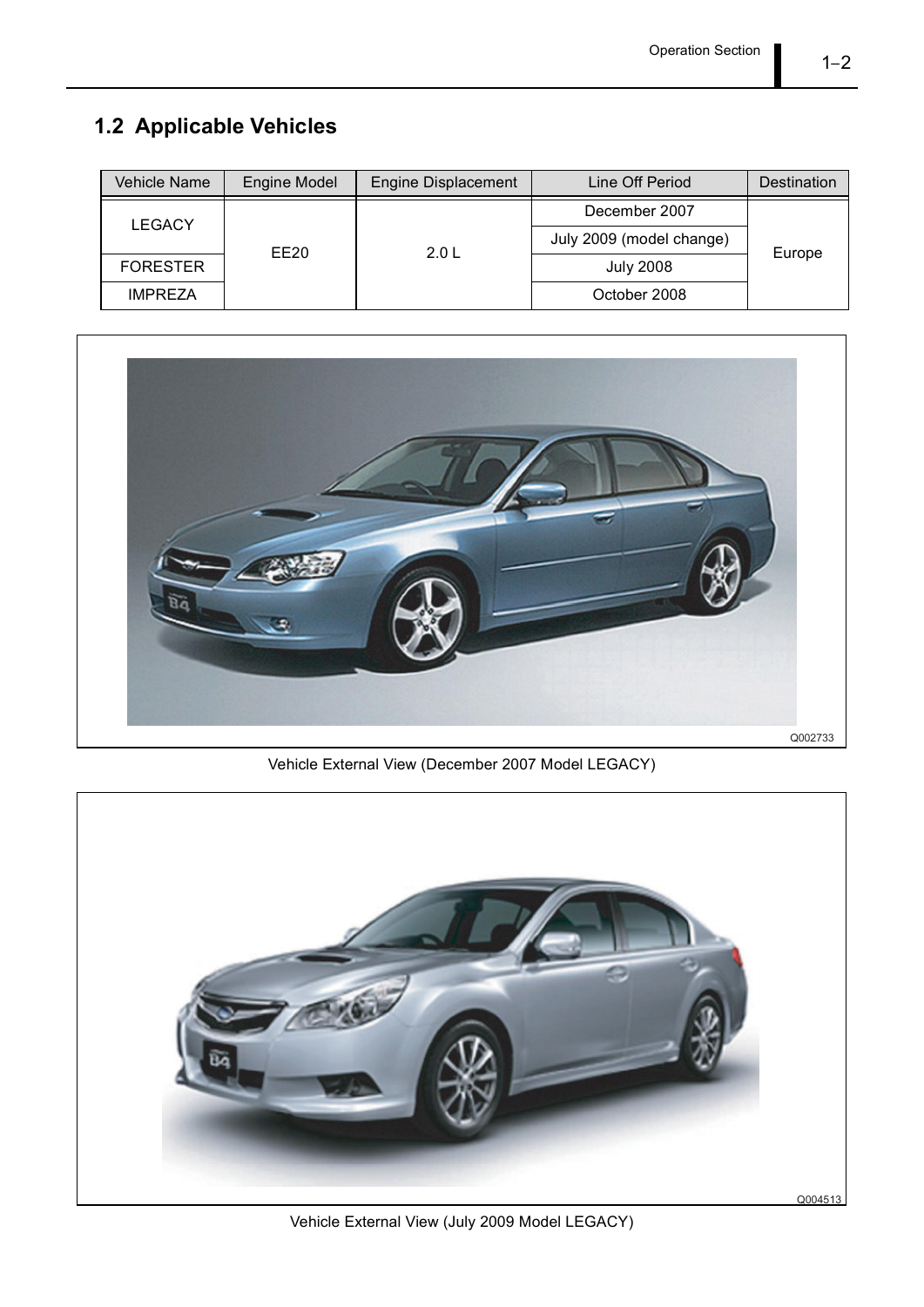## 1.2 Applicable Vehicles

| Vehicle Name | Engine Model | Engine Displacement | Line Off Period | Destination |
|---|---|---|---|---|
| LEGACY | EE20 | 2.0 L | December 2007 | Europe |
| | | | July 2009 (model change) | |
| FORESTER | | | July 2008 | |
| IMPREZA | | | October 2008 | |

Q002733

Vehicle External View (December 2007 Model LEGACY)

Q004513

Vehicle External View (July 2009 Model LEGACY)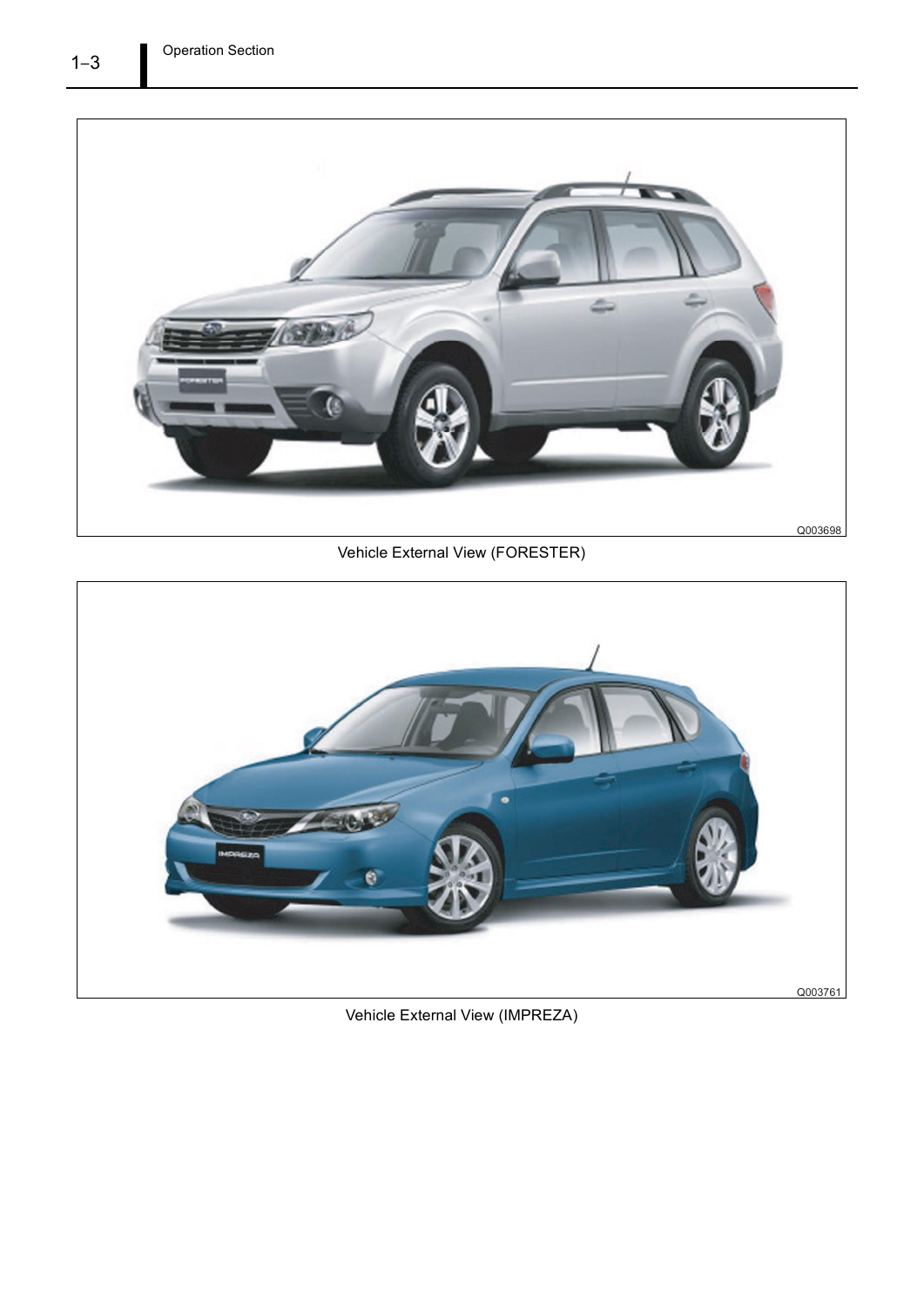Q003698

Vehicle External View (FORESTER)

Q003761

Vehicle External View (IMPREZA)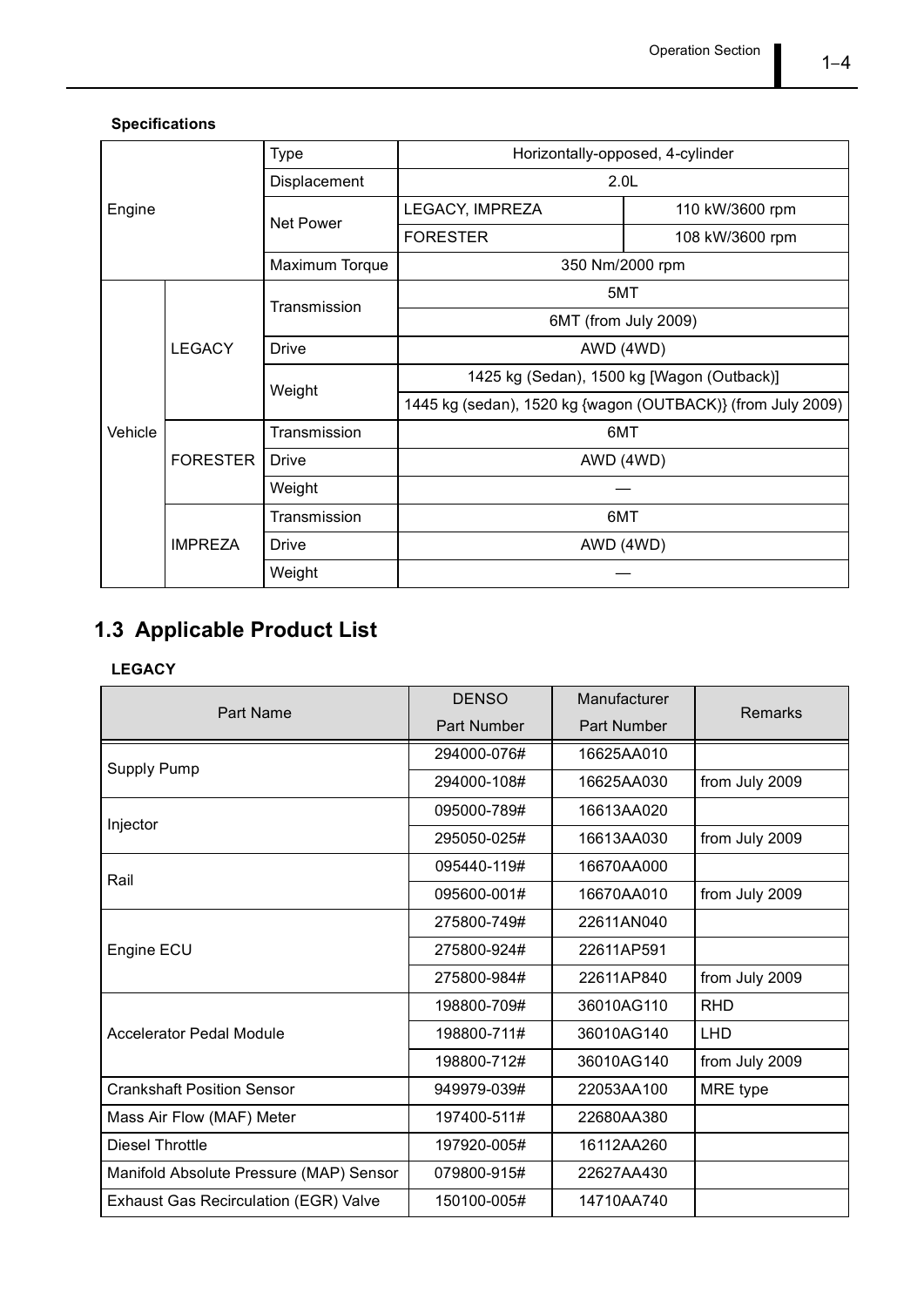**Specifications**

| | | | | |
|---|---|---|---|---|
| Engine | | Type | Horizontally-opposed, 4-cylinder | |
| | | Displacement | 2.0L | |
| | | Net Power | LEGACY, IMPREZA | 110 kW/3600 rpm |
| | | | FORESTER | 108 kW/3600 rpm |
| | | Maximum Torque | 350 Nm/2000 rpm | |
| Vehicle | LEGACY | Transmission | 5MT | |
| | | | 6MT (from July 2009) | |
| | | Drive | AWD (4WD) | |
| | | Weight | 1425 kg (Sedan), 1500 kg [Wagon (Outback)] | |
| | | | 1445 kg (sedan), 1520 kg {wagon (OUTBACK)} (from July 2009) | |
| | FORESTER | Transmission | 6MT | |
| | | Drive | AWD (4WD) | |
| | | Weight | — | |
| | IMPREZA | Transmission | 6MT | |
| | | Drive | AWD (4WD) | |
| | | Weight | — | |

## 1.3 Applicable Product List

**LEGACY**

| Part Name | DENSO Part Number | Manufacturer Part Number | Remarks |
|---|---|---|---|
| Supply Pump | 294000-076# | 16625AA010 | |
| | 294000-108# | 16625AA030 | from July 2009 |
| Injector | 095000-789# | 16613AA020 | |
| | 295050-025# | 16613AA030 | from July 2009 |
| Rail | 095440-119# | 16670AA000 | |
| | 095600-001# | 16670AA010 | from July 2009 |
| Engine ECU | 275800-749# | 22611AN040 | |
| | 275800-924# | 22611AP591 | |
| | 275800-984# | 22611AP840 | from July 2009 |
| Accelerator Pedal Module | 198800-709# | 36010AG110 | RHD |
| | 198800-711# | 36010AG140 | LHD |
| | 198800-712# | 36010AG140 | from July 2009 |
| Crankshaft Position Sensor | 949979-039# | 22053AA100 | MRE type |
| Mass Air Flow (MAF) Meter | 197400-511# | 22680AA380 | |
| Diesel Throttle | 197920-005# | 16112AA260 | |
| Manifold Absolute Pressure (MAP) Sensor | 079800-915# | 22627AA430 | |
| Exhaust Gas Recirculation (EGR) Valve | 150100-005# | 14710AA740 | |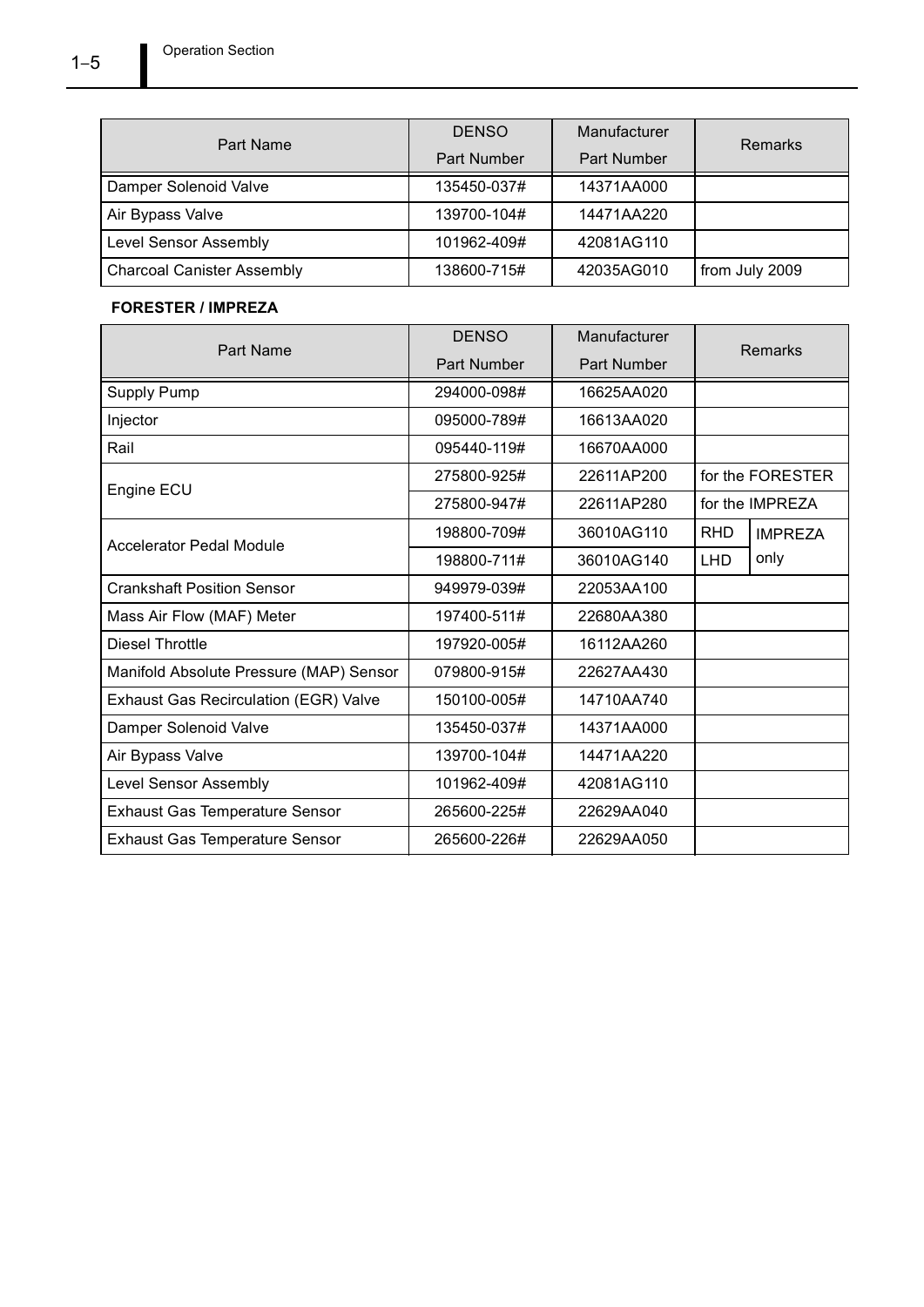| Part Name | DENSO Part Number | Manufacturer Part Number | Remarks |
|---|---|---|---|
| Damper Solenoid Valve | 135450-037# | 14371AA000 | |
| Air Bypass Valve | 139700-104# | 14471AA220 | |
| Level Sensor Assembly | 101962-409# | 42081AG110 | |
| Charcoal Canister Assembly | 138600-715# | 42035AG010 | from July 2009 |

**FORESTER / IMPREZA**

| Part Name | DENSO Part Number | Manufacturer Part Number | Remarks | |
|---|---|---|---|---|
| Supply Pump | 294000-098# | 16625AA020 | | |
| Injector | 095000-789# | 16613AA020 | | |
| Rail | 095440-119# | 16670AA000 | | |
| Engine ECU | 275800-925# | 22611AP200 | for the FORESTER | |
| | 275800-947# | 22611AP280 | for the IMPREZA | |
| Accelerator Pedal Module | 198800-709# | 36010AG110 | RHD | IMPREZA only |
| | 198800-711# | 36010AG140 | LHD | |
| Crankshaft Position Sensor | 949979-039# | 22053AA100 | | |
| Mass Air Flow (MAF) Meter | 197400-511# | 22680AA380 | | |
| Diesel Throttle | 197920-005# | 16112AA260 | | |
| Manifold Absolute Pressure (MAP) Sensor | 079800-915# | 22627AA430 | | |
| Exhaust Gas Recirculation (EGR) Valve | 150100-005# | 14710AA740 | | |
| Damper Solenoid Valve | 135450-037# | 14371AA000 | | |
| Air Bypass Valve | 139700-104# | 14471AA220 | | |
| Level Sensor Assembly | 101962-409# | 42081AG110 | | |
| Exhaust Gas Temperature Sensor | 265600-225# | 22629AA040 | | |
| Exhaust Gas Temperature Sensor | 265600-226# | 22629AA050 | | |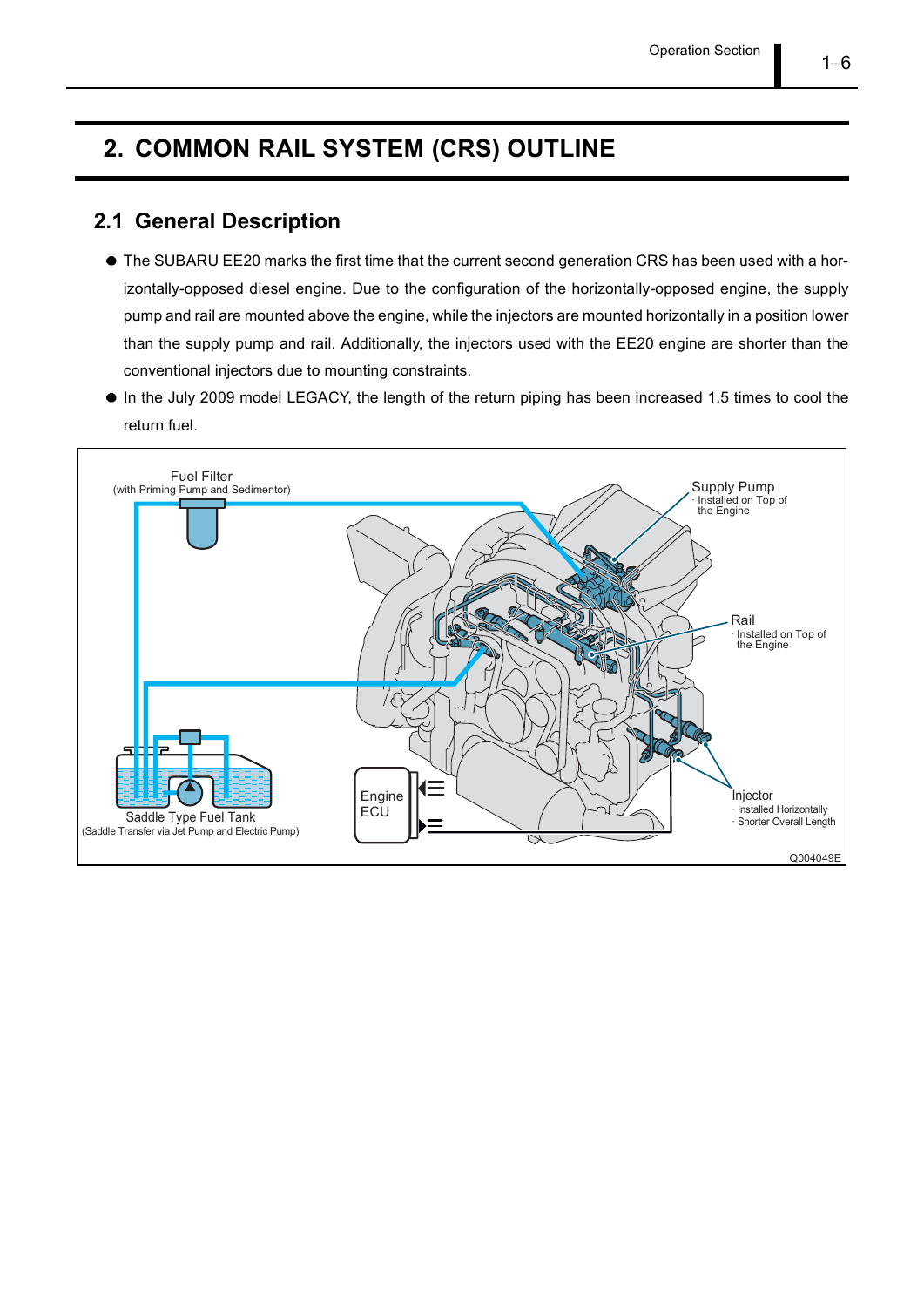# 2. COMMON RAIL SYSTEM (CRS) OUTLINE

## 2.1 General Description

- The SUBARU EE20 marks the first time that the current second generation CRS has been used with a horizontally-opposed diesel engine. Due to the configuration of the horizontally-opposed engine, the supply pump and rail are mounted above the engine, while the injectors are mounted horizontally in a position lower than the supply pump and rail. Additionally, the injectors used with the EE20 engine are shorter than the conventional injectors due to mounting constraints.
- In the July 2009 model LEGACY, the length of the return piping has been increased 1.5 times to cool the return fuel.

Fuel Filter (with Priming Pump and Sedimentor)

Supply Pump
· Installed on Top of the Engine

Rail
· Installed on Top of the Engine

Injector
· Installed Horizontally
· Shorter Overall Length

Engine ECU

Saddle Type Fuel Tank (Saddle Transfer via Jet Pump and Electric Pump)

Q004049E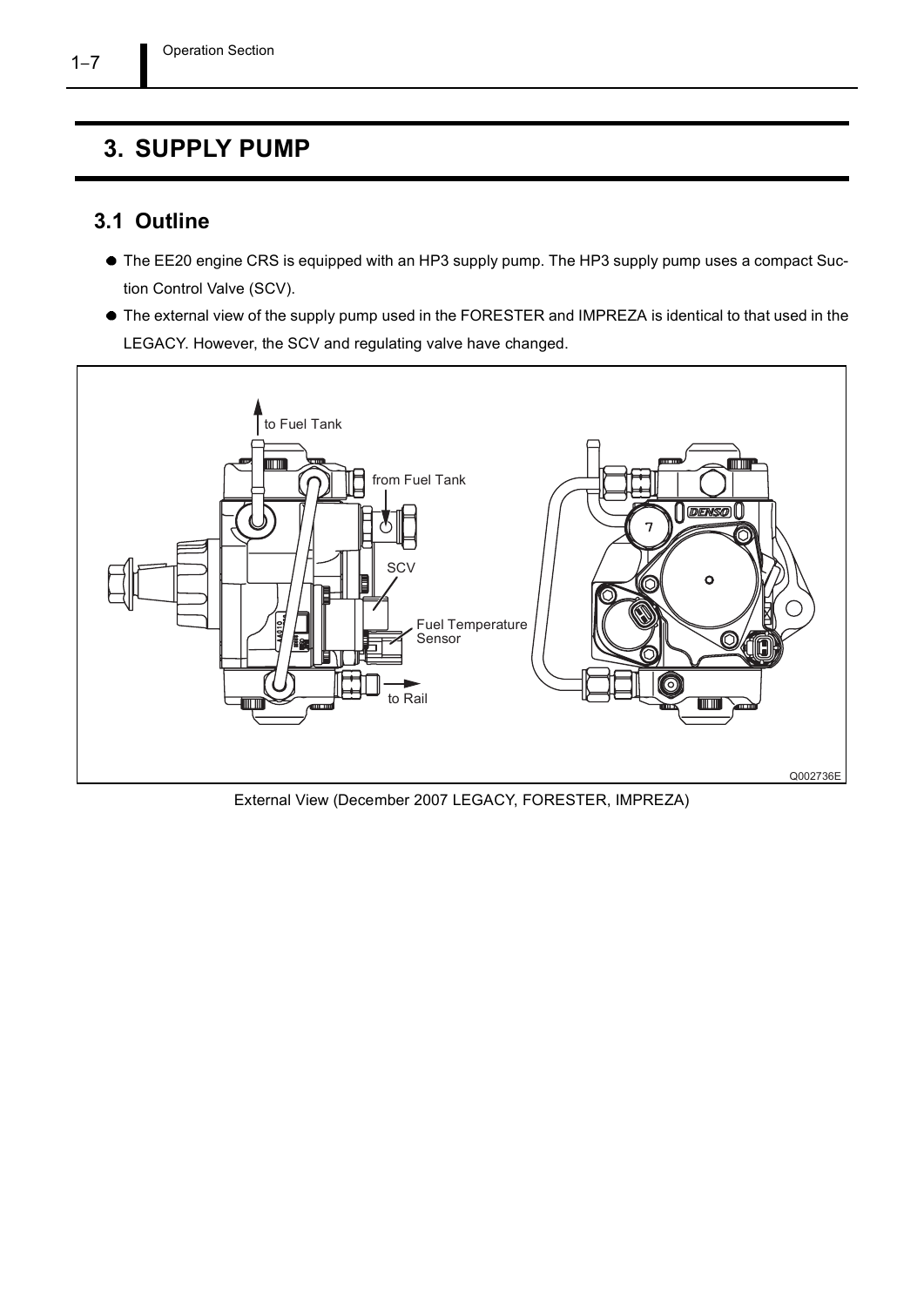# 3. SUPPLY PUMP

## 3.1 Outline

- The EE20 engine CRS is equipped with an HP3 supply pump. The HP3 supply pump uses a compact Suction Control Valve (SCV).
- The external view of the supply pump used in the FORESTER and IMPREZA is identical to that used in the LEGACY. However, the SCV and regulating valve have changed.

to Fuel Tank

from Fuel Tank

SCV

Fuel Temperature Sensor

to Rail

Q002736E

External View (December 2007 LEGACY, FORESTER, IMPREZA)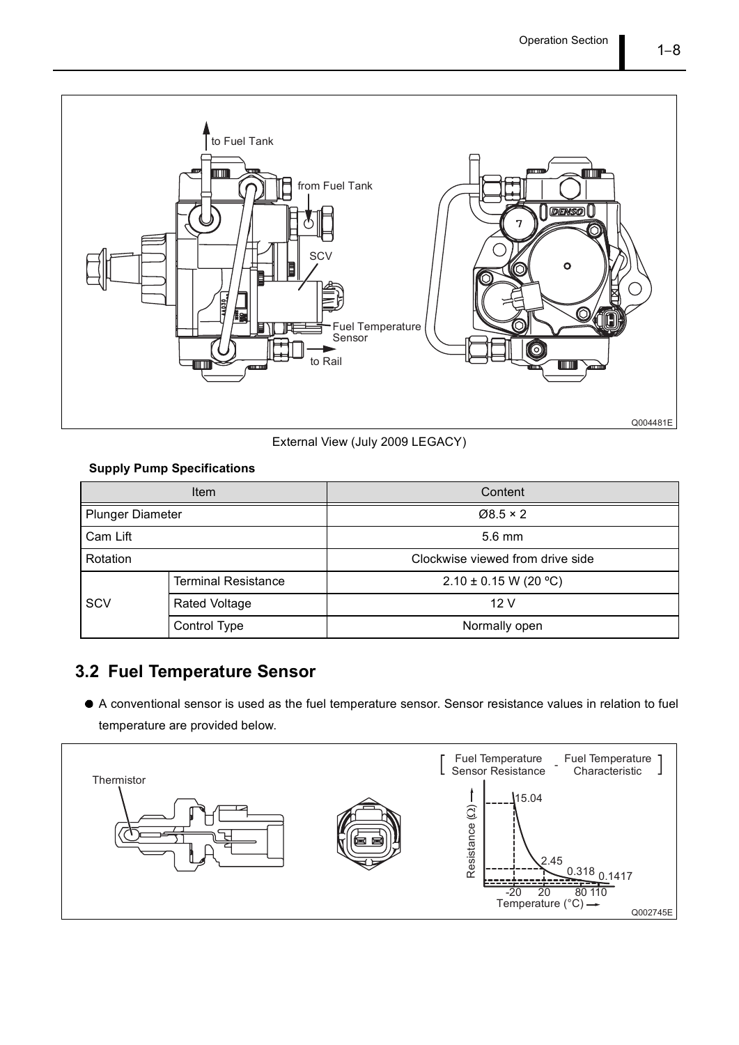External View (July 2009 LEGACY)

**Supply Pump Specifications**

| Item | | Content |
|---|---|---|
| Plunger Diameter | | Ø8.5 × 2 |
| Cam Lift | | 5.6 mm |
| Rotation | | Clockwise viewed from drive side |
| SCV | Terminal Resistance | 2.10 ± 0.15 W (20 ºC) |
| | Rated Voltage | 12 V |
| | Control Type | Normally open |

## 3.2 Fuel Temperature Sensor

- A conventional sensor is used as the fuel temperature sensor. Sensor resistance values in relation to fuel temperature are provided below.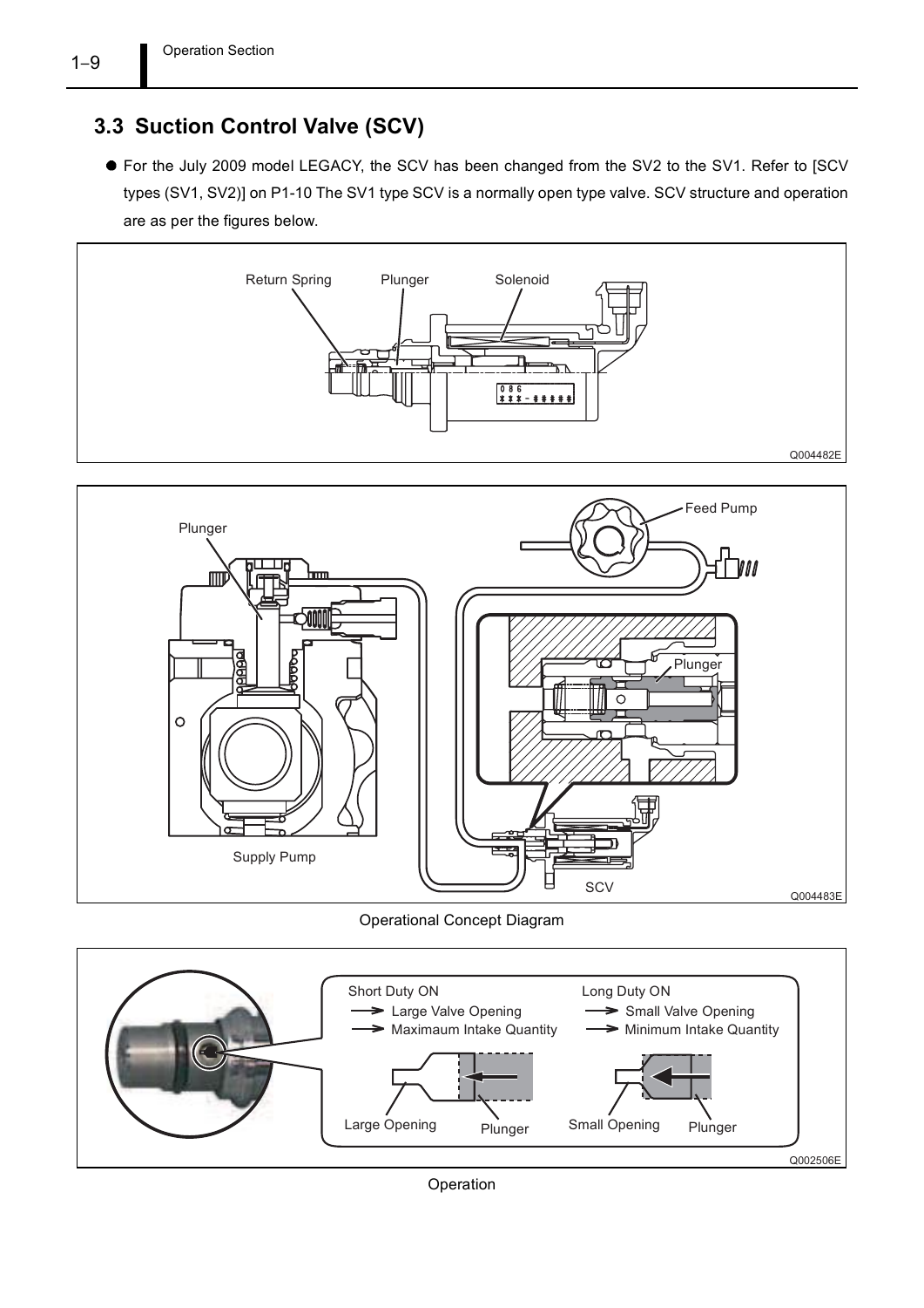## 3.3 Suction Control Valve (SCV)

- For the July 2009 model LEGACY, the SCV has been changed from the SV2 to the SV1. Refer to [SCV types (SV1, SV2)] on P1-10 The SV1 type SCV is a normally open type valve. SCV structure and operation are as per the figures below.

Return Spring  Plunger  Solenoid

Q004482E

Plunger  Feed Pump  Plunger

Supply Pump  SCV

Q004483E

Operational Concept Diagram

Short Duty ON
→ Large Valve Opening
→ Maximaum Intake Quantity

Long Duty ON
→ Small Valve Opening
→ Minimum Intake Quantity

Large Opening  Plunger  Small Opening  Plunger

Q002506E

Operation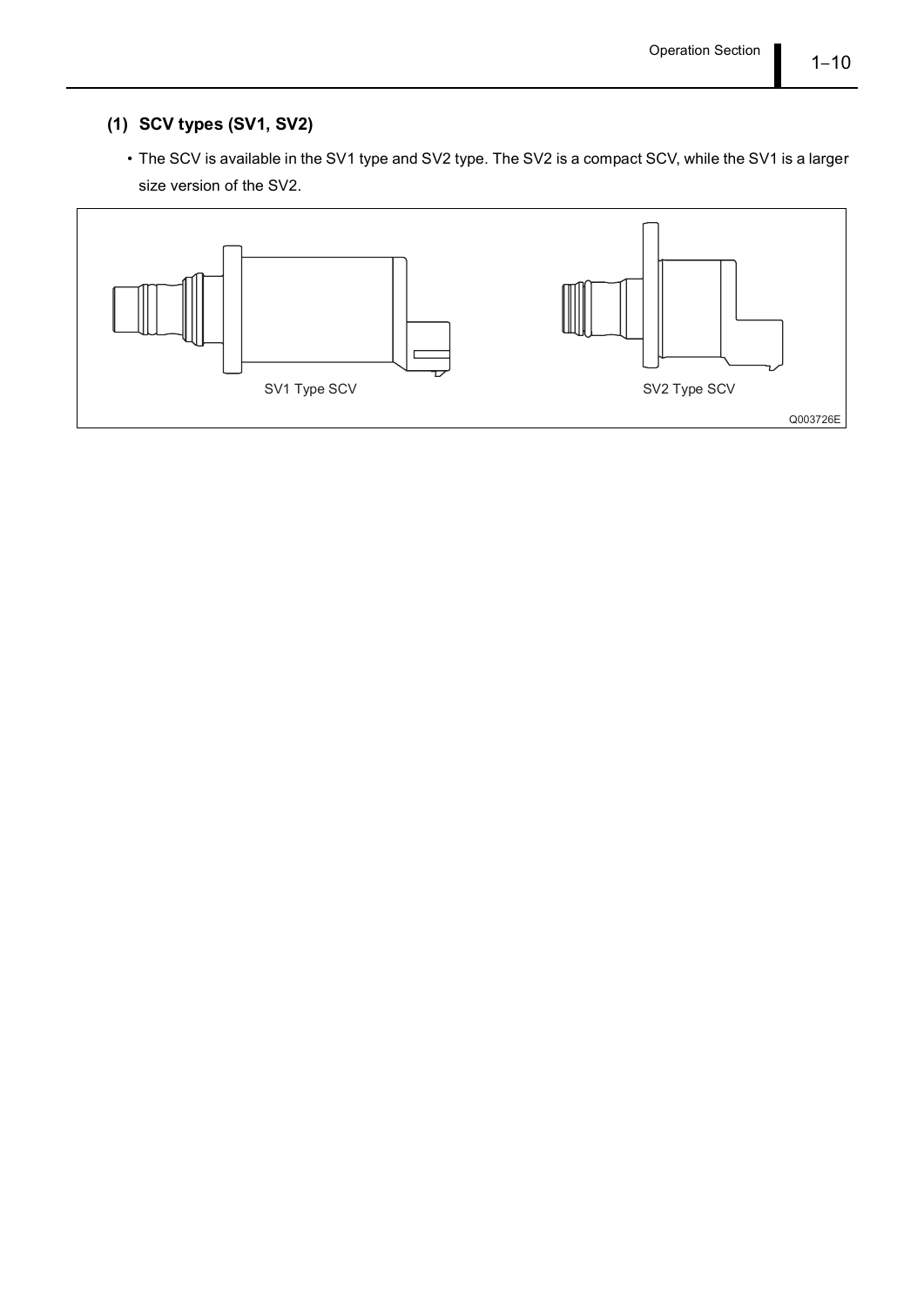### (1) SCV types (SV1, SV2)

- The SCV is available in the SV1 type and SV2 type. The SV2 is a compact SCV, while the SV1 is a larger size version of the SV2.

SV1 Type SCV

SV2 Type SCV

Q003726E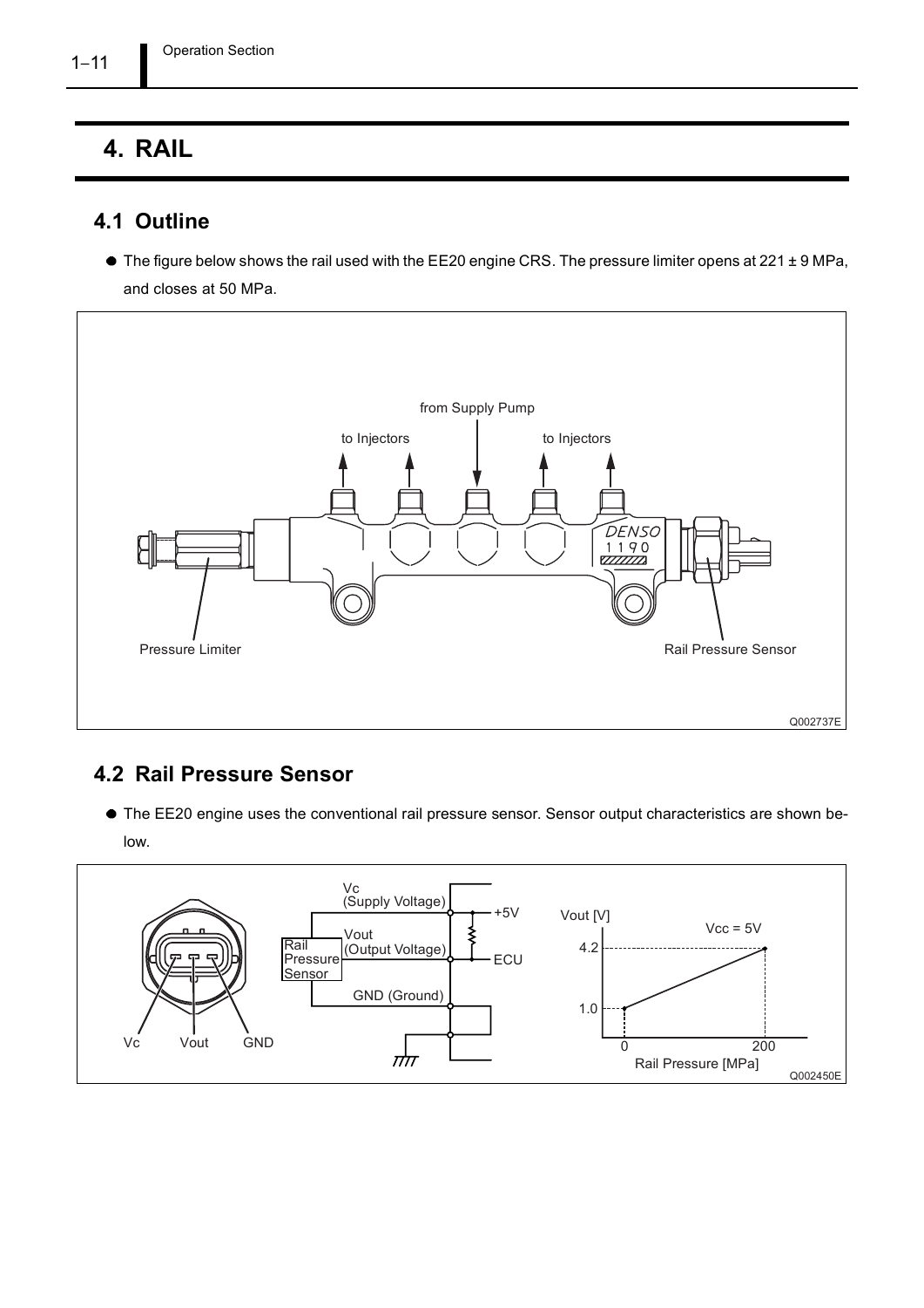# 4. RAIL

## 4.1 Outline

- The figure below shows the rail used with the EE20 engine CRS. The pressure limiter opens at 221 ± 9 MPa, and closes at 50 MPa.

from Supply Pump

to Injectors

to Injectors

Pressure Limiter

Rail Pressure Sensor

Q002737E

## 4.2 Rail Pressure Sensor

- The EE20 engine uses the conventional rail pressure sensor. Sensor output characteristics are shown below.

Vc Vout GND

Vc (Supply Voltage)

Vout (Output Voltage)

GND (Ground)

Rail Pressure Sensor

+5V

ECU

Vout [V]

Vcc = 5V

4.2

1.0

0

200

Rail Pressure [MPa]

Q002450E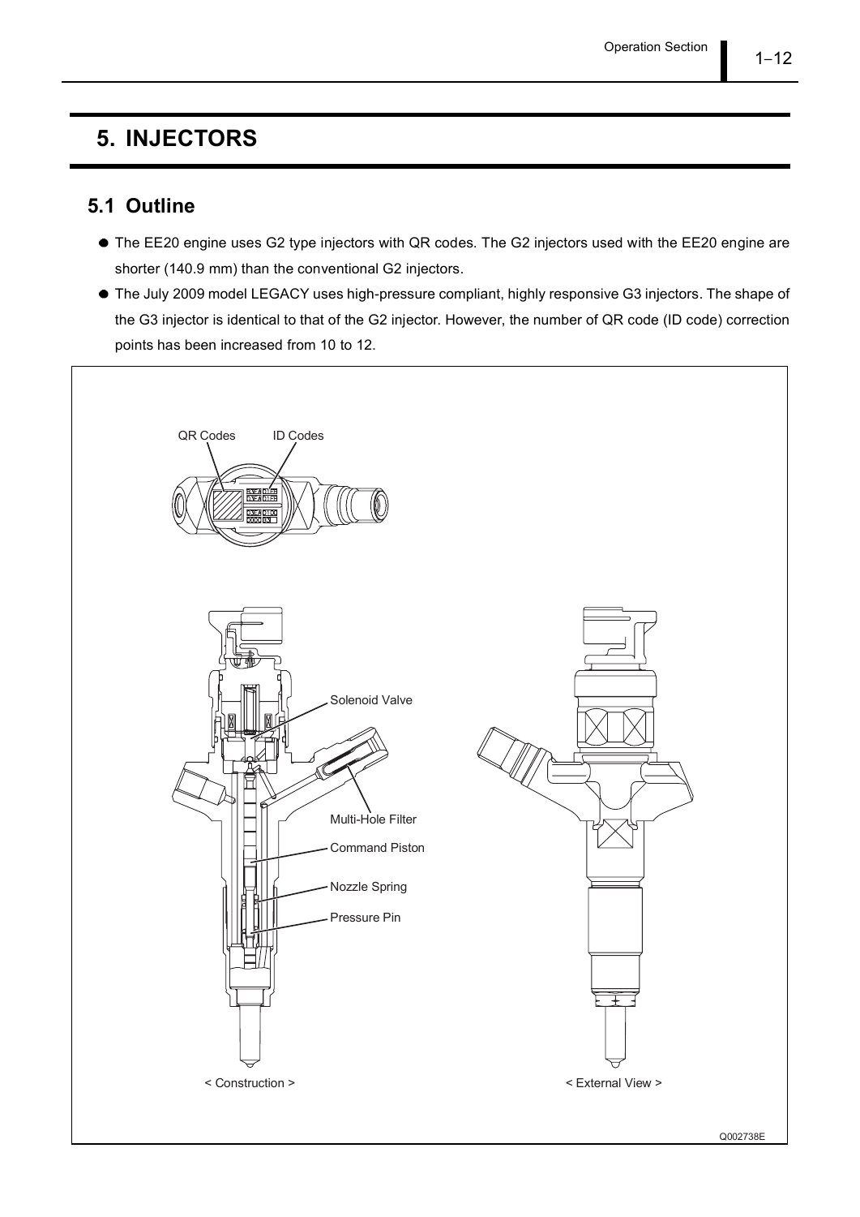# 5. INJECTORS

## 5.1 Outline

- The EE20 engine uses G2 type injectors with QR codes. The G2 injectors used with the EE20 engine are shorter (140.9 mm) than the conventional G2 injectors.
- The July 2009 model LEGACY uses high-pressure compliant, highly responsive G3 injectors. The shape of the G3 injector is identical to that of the G2 injector. However, the number of QR code (ID code) correction points has been increased from 10 to 12.

QR Codes  ID Codes

Solenoid Valve

Multi-Hole Filter

Command Piston

Nozzle Spring

Pressure Pin

< Construction >  < External View >

Q002738E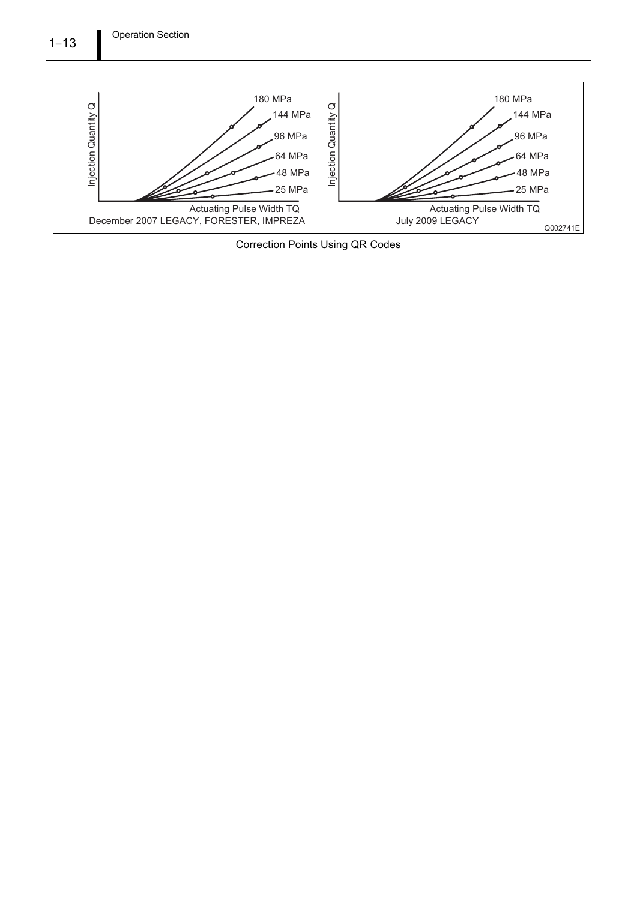Injection Quantity Q

180 MPa
144 MPa
96 MPa
64 MPa
48 MPa
25 MPa

Actuating Pulse Width TQ

December 2007 LEGACY, FORESTER, IMPREZA

Injection Quantity Q

180 MPa
144 MPa
96 MPa
64 MPa
48 MPa
25 MPa

Actuating Pulse Width TQ

July 2009 LEGACY

Q002741E

Correction Points Using QR Codes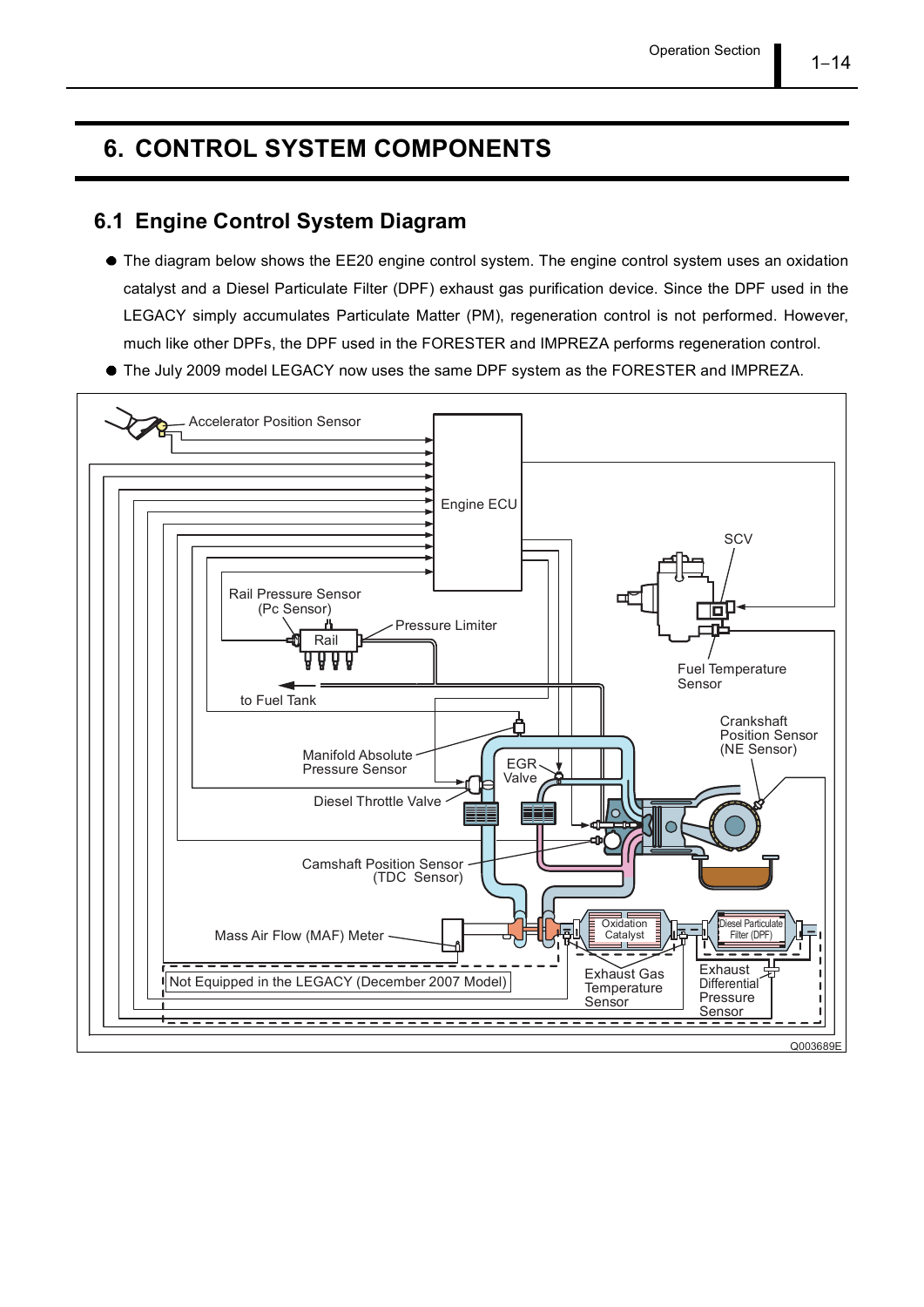# 6. CONTROL SYSTEM COMPONENTS

## 6.1 Engine Control System Diagram

- The diagram below shows the EE20 engine control system. The engine control system uses an oxidation catalyst and a Diesel Particulate Filter (DPF) exhaust gas purification device. Since the DPF used in the LEGACY simply accumulates Particulate Matter (PM), regeneration control is not performed. However, much like other DPFs, the DPF used in the FORESTER and IMPREZA performs regeneration control.
- The July 2009 model LEGACY now uses the same DPF system as the FORESTER and IMPREZA.

Accelerator Position Sensor
Engine ECU
SCV
Rail Pressure Sensor (Pc Sensor)
Rail
Pressure Limiter
Fuel Temperature Sensor
to Fuel Tank
Crankshaft Position Sensor (NE Sensor)
Manifold Absolute Pressure Sensor
EGR Valve
Diesel Throttle Valve
Camshaft Position Sensor (TDC Sensor)
Mass Air Flow (MAF) Meter
Oxidation Catalyst
Diesel Particulate Filter (DPF)
Not Equipped in the LEGACY (December 2007 Model)
Exhaust Gas Temperature Sensor
Exhaust Differential Pressure Sensor

Q003689E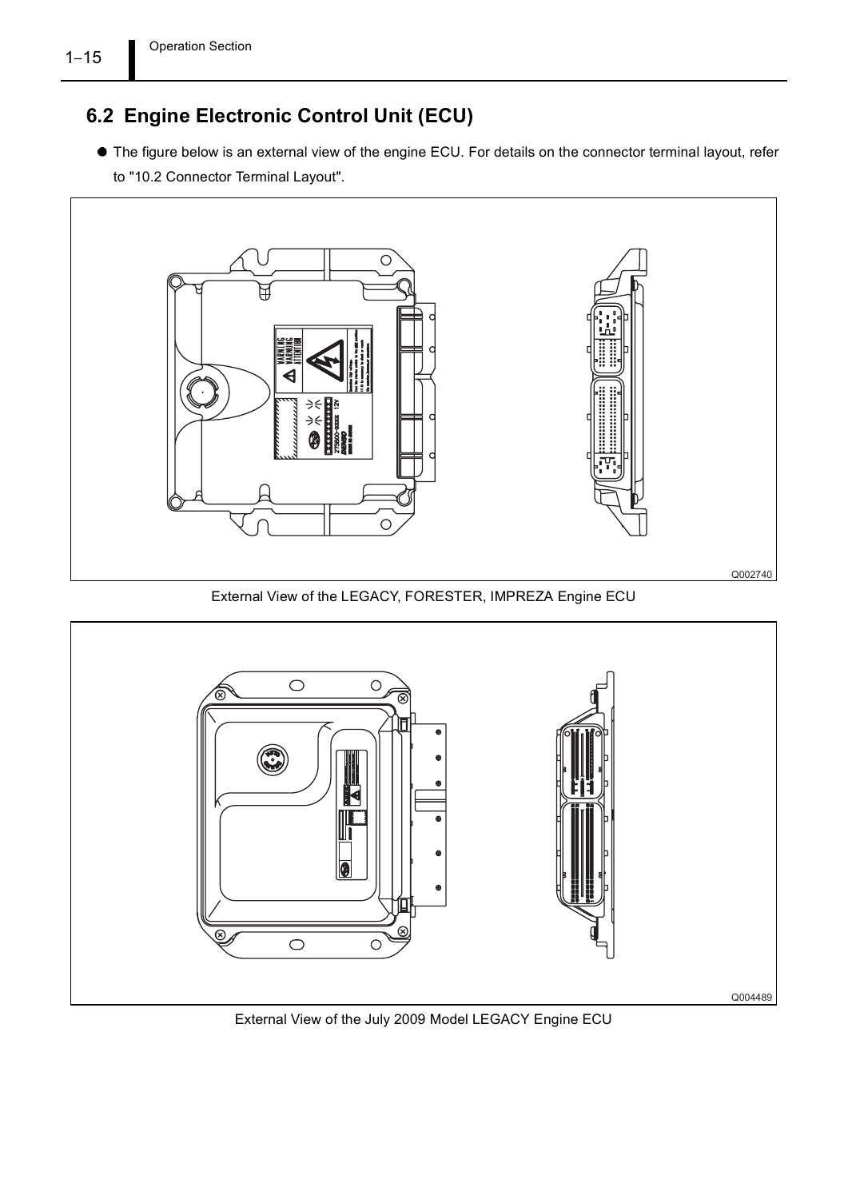## 6.2 Engine Electronic Control Unit (ECU)

- The figure below is an external view of the engine ECU. For details on the connector terminal layout, refer to "10.2 Connector Terminal Layout".

Q002740

External View of the LEGACY, FORESTER, IMPREZA Engine ECU

Q004489

External View of the July 2009 Model LEGACY Engine ECU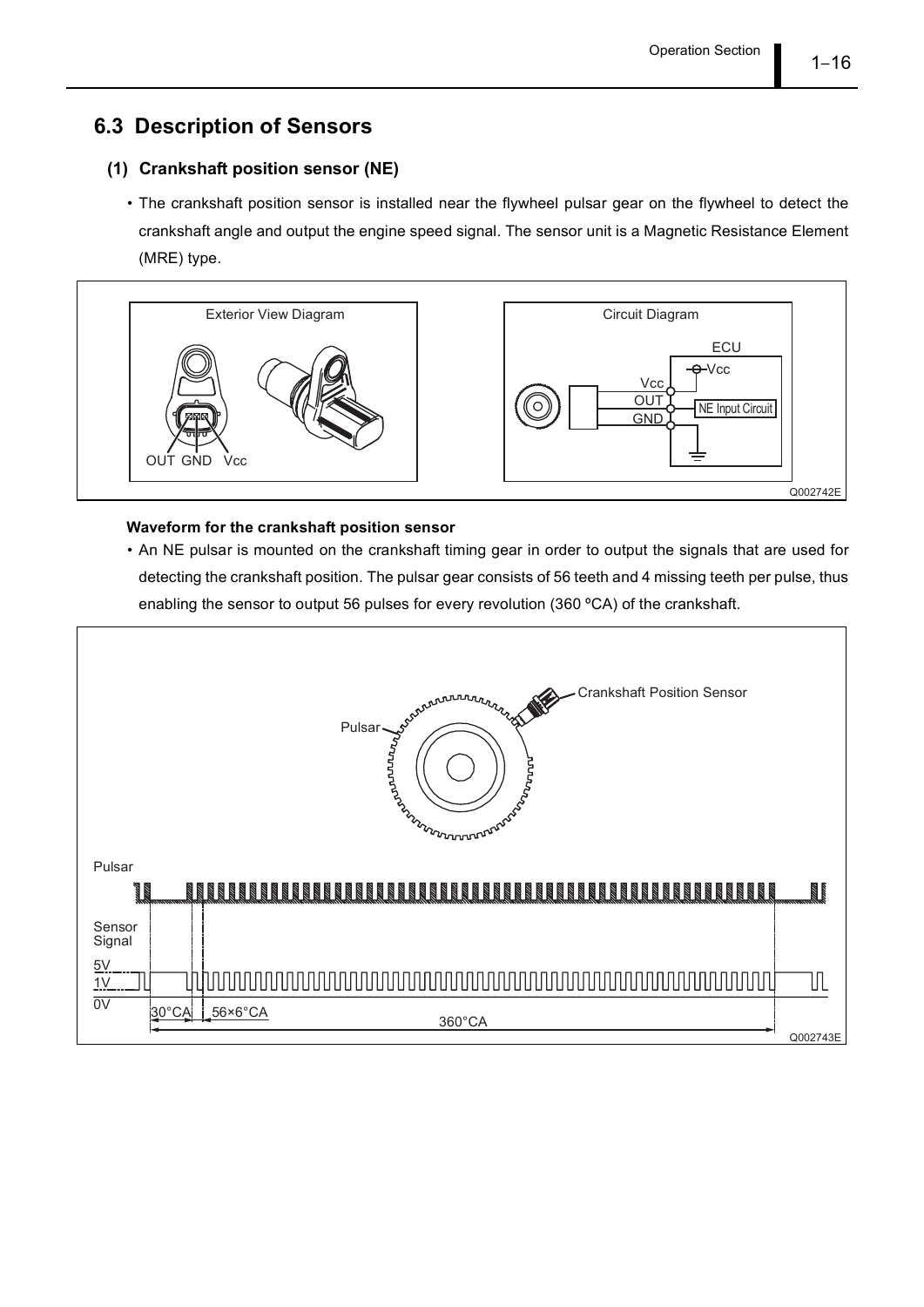## 6.3 Description of Sensors

### (1) Crankshaft position sensor (NE)

- The crankshaft position sensor is installed near the flywheel pulsar gear on the flywheel to detect the crankshaft angle and output the engine speed signal. The sensor unit is a Magnetic Resistance Element (MRE) type.

Exterior View Diagram

OUT GND Vcc

Circuit Diagram

ECU

Vcc

Vcc

OUT

GND

NE Input Circuit

Q002742E

**Waveform for the crankshaft position sensor**

- An NE pulsar is mounted on the crankshaft timing gear in order to output the signals that are used for detecting the crankshaft position. The pulsar gear consists of 56 teeth and 4 missing teeth per pulse, thus enabling the sensor to output 56 pulses for every revolution (360 ºCA) of the crankshaft.

Crankshaft Position Sensor

Pulsar

Pulsar

Sensor Signal

5V

1V

0V

30°CA

56×6°CA

360°CA

Q002743E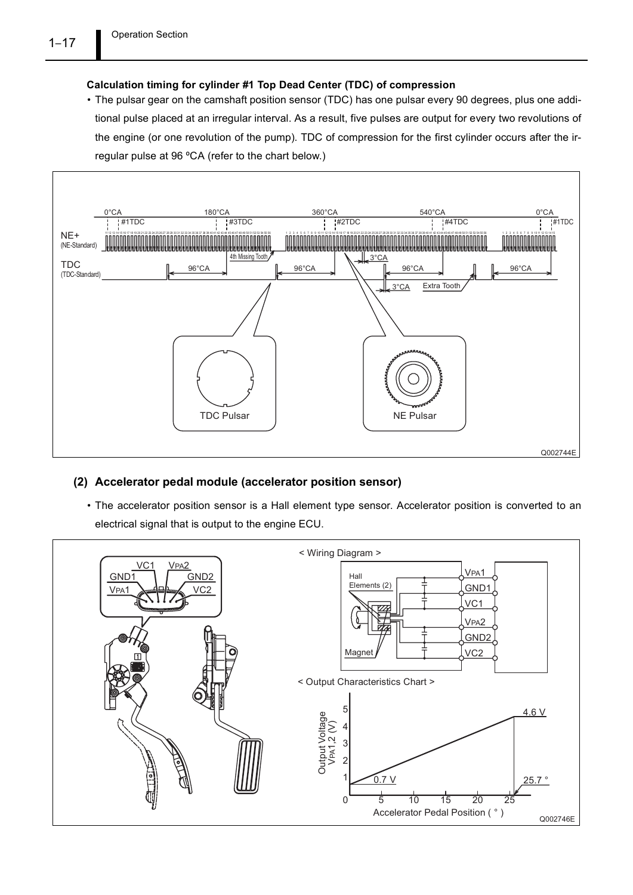**Calculation timing for cylinder #1 Top Dead Center (TDC) of compression**

- The pulsar gear on the camshaft position sensor (TDC) has one pulsar every 90 degrees, plus one additional pulse placed at an irregular interval. As a result, five pulses are output for every two revolutions of the engine (or one revolution of the pump). TDC of compression for the first cylinder occurs after the irregular pulse at 96 ºCA (refer to the chart below.)

Q002744E

## (2) Accelerator pedal module (accelerator position sensor)

- The accelerator position sensor is a Hall element type sensor. Accelerator position is converted to an electrical signal that is output to the engine ECU.

Q002746E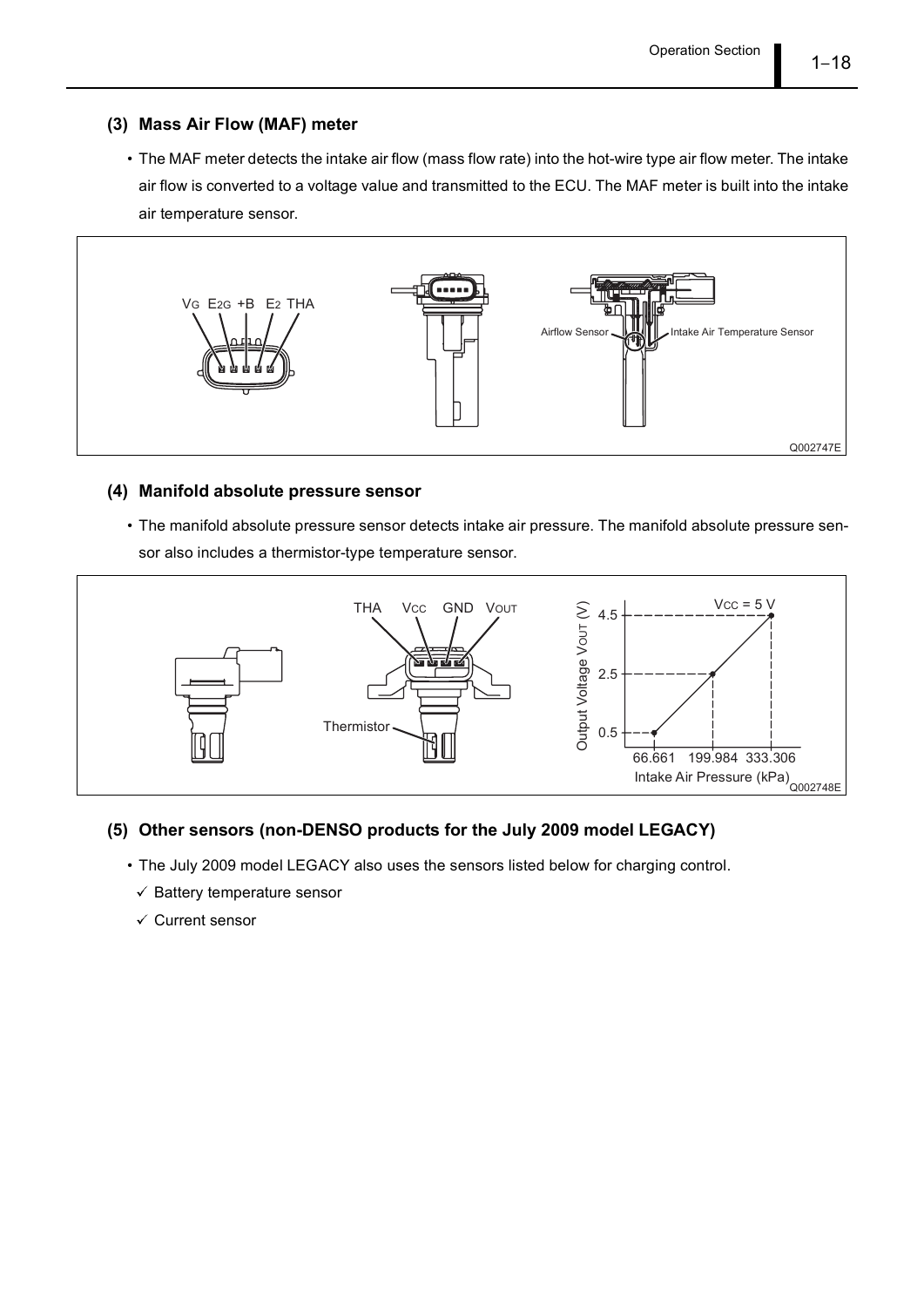### (3) Mass Air Flow (MAF) meter

- The MAF meter detects the intake air flow (mass flow rate) into the hot-wire type air flow meter. The intake air flow is converted to a voltage value and transmitted to the ECU. The MAF meter is built into the intake air temperature sensor.

Q002747E

### (4) Manifold absolute pressure sensor

- The manifold absolute pressure sensor detects intake air pressure. The manifold absolute pressure sensor also includes a thermistor-type temperature sensor.

Q002748E

### (5) Other sensors (non-DENSO products for the July 2009 model LEGACY)

- The July 2009 model LEGACY also uses the sensors listed below for charging control.
  - ✓ Battery temperature sensor
  - ✓ Current sensor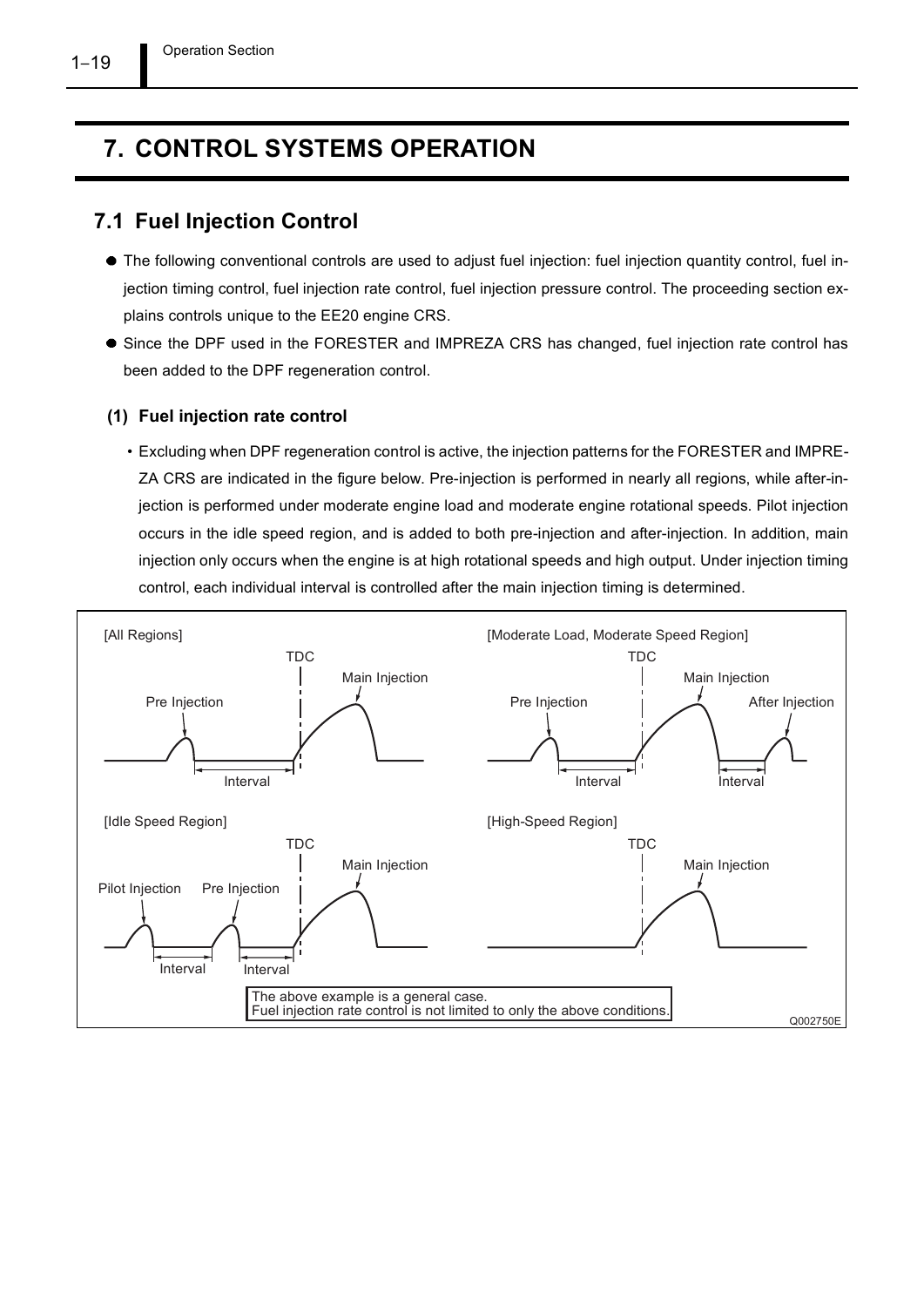# 7. CONTROL SYSTEMS OPERATION

## 7.1 Fuel Injection Control

- The following conventional controls are used to adjust fuel injection: fuel injection quantity control, fuel injection timing control, fuel injection rate control, fuel injection pressure control. The proceeding section explains controls unique to the EE20 engine CRS.
- Since the DPF used in the FORESTER and IMPREZA CRS has changed, fuel injection rate control has been added to the DPF regeneration control.

### (1) Fuel injection rate control

- Excluding when DPF regeneration control is active, the injection patterns for the FORESTER and IMPREZA CRS are indicated in the figure below. Pre-injection is performed in nearly all regions, while after-injection is performed under moderate engine load and moderate engine rotational speeds. Pilot injection occurs in the idle speed region, and is added to both pre-injection and after-injection. In addition, main injection only occurs when the engine is at high rotational speeds and high output. Under injection timing control, each individual interval is controlled after the main injection timing is determined.

[All Regions] TDC, Main Injection, Pre Injection, Interval

[Moderate Load, Moderate Speed Region] TDC, Main Injection, Pre Injection, After Injection, Interval, Interval

[Idle Speed Region] TDC, Main Injection, Pilot Injection, Pre Injection, Interval, Interval

[High-Speed Region] TDC, Main Injection

The above example is a general case.
Fuel injection rate control is not limited to only the above conditions.

Q002750E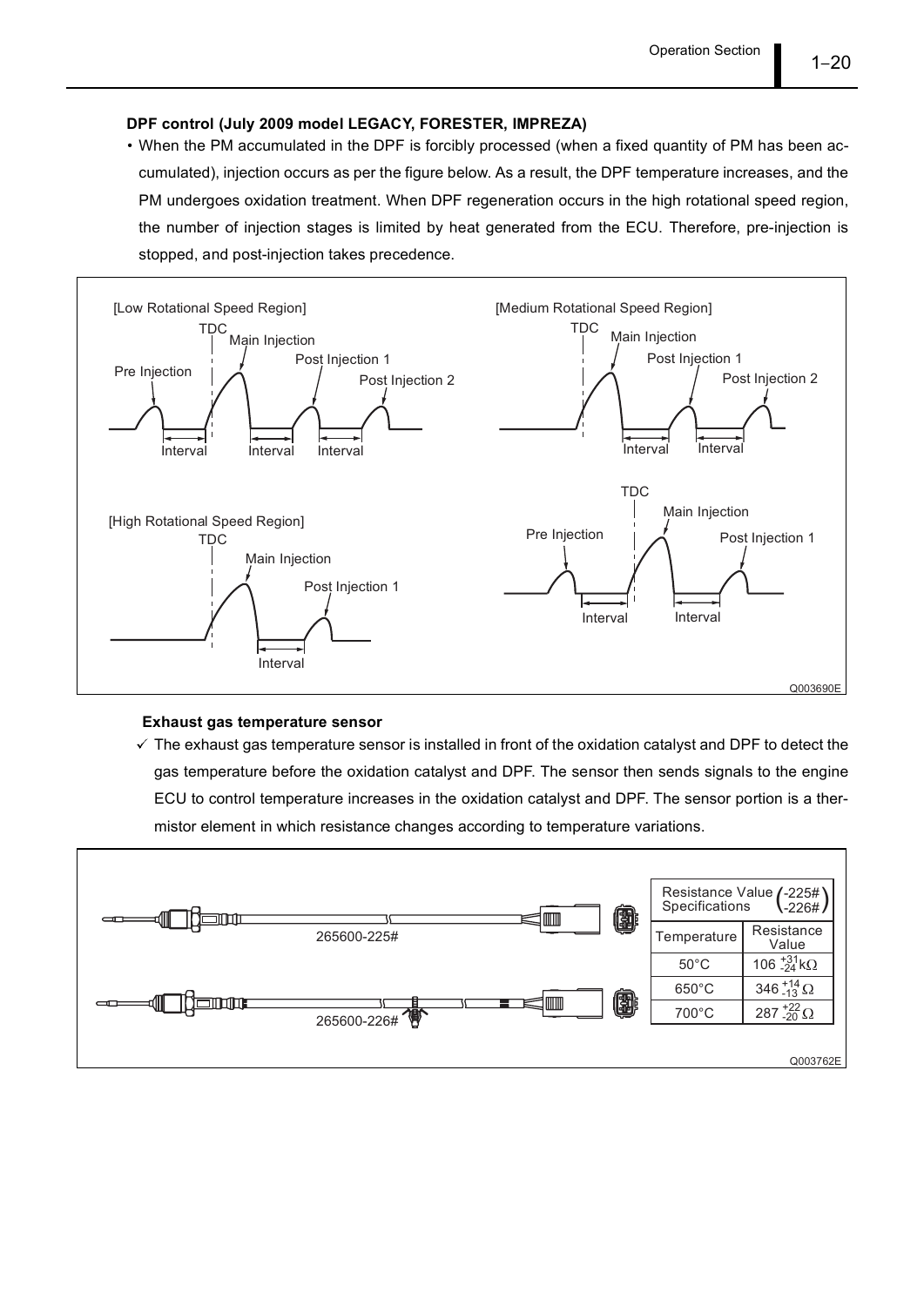### DPF control (July 2009 model LEGACY, FORESTER, IMPREZA)

- When the PM accumulated in the DPF is forcibly processed (when a fixed quantity of PM has been accumulated), injection occurs as per the figure below. As a result, the DPF temperature increases, and the PM undergoes oxidation treatment. When DPF regeneration occurs in the high rotational speed region, the number of injection stages is limited by heat generated from the ECU. Therefore, pre-injection is stopped, and post-injection takes precedence.

[Low Rotational Speed Region] TDC, Pre Injection, Main Injection, Post Injection 1, Post Injection 2, Interval, Interval, Interval

[Medium Rotational Speed Region] TDC, Main Injection, Post Injection 1, Post Injection 2, Interval, Interval

TDC, Pre Injection, Main Injection, Post Injection 1, Interval, Interval

[High Rotational Speed Region] TDC, Main Injection, Post Injection 1, Interval

Q003690E

#### Exhaust gas temperature sensor

✓ The exhaust gas temperature sensor is installed in front of the oxidation catalyst and DPF to detect the gas temperature before the oxidation catalyst and DPF. The sensor then sends signals to the engine ECU to control temperature increases in the oxidation catalyst and DPF. The sensor portion is a thermistor element in which resistance changes according to temperature variations.

265600-225#

265600-226#

| Resistance Value Specifications (-225#, -226#) | |
|---|---|
| Temperature | Resistance Value |
| 50°C | $106^{+31}_{-24}$ kΩ |
| 650°C | $346^{+14}_{-13}$ Ω |
| 700°C | $287^{+22}_{-20}$ Ω |

Q003762E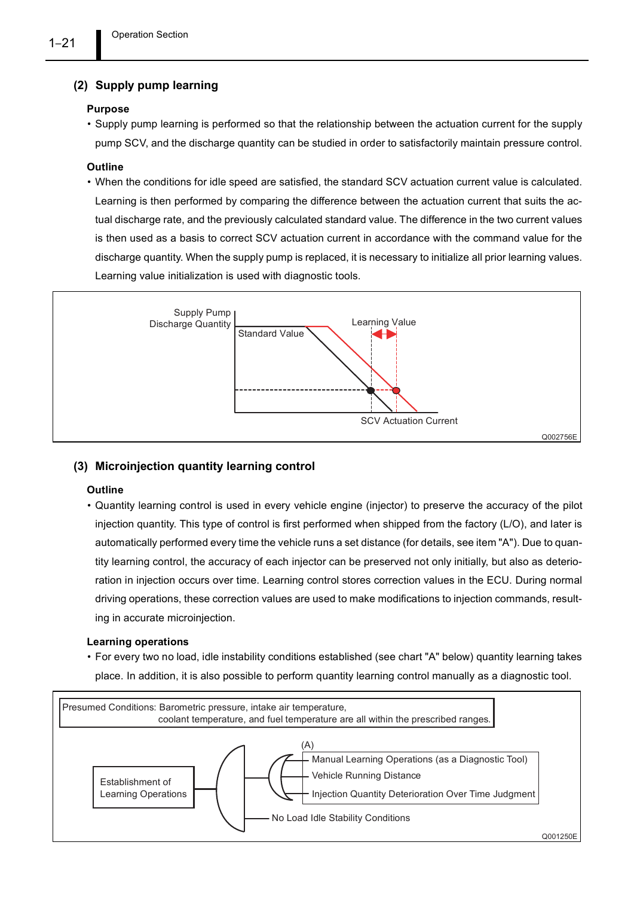### (2) Supply pump learning

**Purpose**

- Supply pump learning is performed so that the relationship between the actuation current for the supply pump SCV, and the discharge quantity can be studied in order to satisfactorily maintain pressure control.

**Outline**

- When the conditions for idle speed are satisfied, the standard SCV actuation current value is calculated. Learning is then performed by comparing the difference between the actuation current that suits the actual discharge rate, and the previously calculated standard value. The difference in the two current values is then used as a basis to correct SCV actuation current in accordance with the command value for the discharge quantity. When the supply pump is replaced, it is necessary to initialize all prior learning values. Learning value initialization is used with diagnostic tools.

Supply Pump Discharge Quantity | Standard Value | Learning Value | SCV Actuation Current

Q002756E

### (3) Microinjection quantity learning control

**Outline**

- Quantity learning control is used in every vehicle engine (injector) to preserve the accuracy of the pilot injection quantity. This type of control is first performed when shipped from the factory (L/O), and later is automatically performed every time the vehicle runs a set distance (for details, see item "A"). Due to quantity learning control, the accuracy of each injector can be preserved not only initially, but also as deterioration in injection occurs over time. Learning control stores correction values in the ECU. During normal driving operations, these correction values are used to make modifications to injection commands, resulting in accurate microinjection.

**Learning operations**

- For every two no load, idle instability conditions established (see chart "A" below) quantity learning takes place. In addition, it is also possible to perform quantity learning control manually as a diagnostic tool.

Presumed Conditions: Barometric pressure, intake air temperature, coolant temperature, and fuel temperature are all within the prescribed ranges.

Establishment of Learning Operations

(A)
- Manual Learning Operations (as a Diagnostic Tool)
- Vehicle Running Distance
- Injection Quantity Deterioration Over Time Judgment

No Load Idle Stability Conditions

Q001250E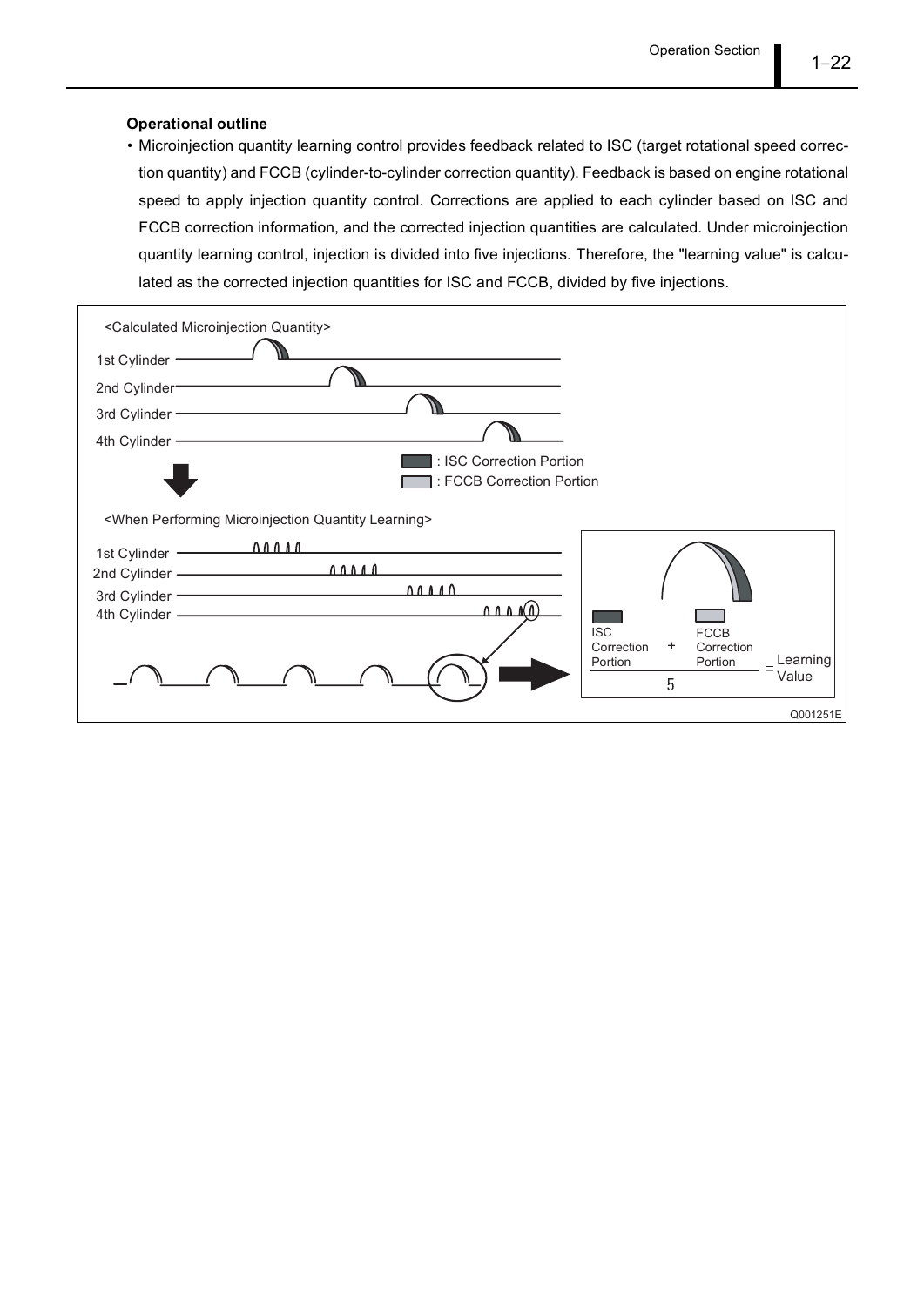**Operational outline**

- Microinjection quantity learning control provides feedback related to ISC (target rotational speed correction quantity) and FCCB (cylinder-to-cylinder correction quantity). Feedback is based on engine rotational speed to apply injection quantity control. Corrections are applied to each cylinder based on ISC and FCCB correction information, and the corrected injection quantities are calculated. Under microinjection quantity learning control, injection is divided into five injections. Therefore, the "learning value" is calculated as the corrected injection quantities for ISC and FCCB, divided by five injections.

<Calculated Microinjection Quantity>

1st Cylinder
2nd Cylinder
3rd Cylinder
4th Cylinder

: ISC Correction Portion
: FCCB Correction Portion

<When Performing Microinjection Quantity Learning>

1st Cylinder
2nd Cylinder
3rd Cylinder
4th Cylinder

$$\frac{\text{ISC Correction Portion} + \text{FCCB Correction Portion}}{5} = \text{Learning Value}$$

Q001251E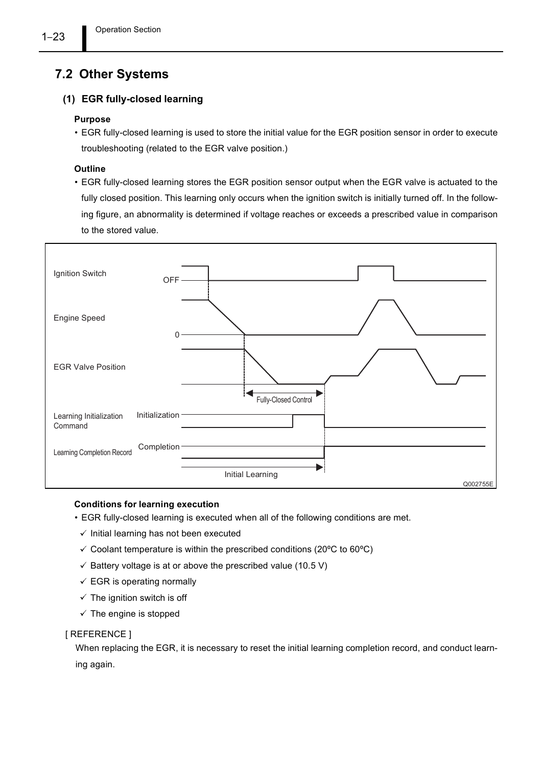## 7.2 Other Systems

### (1) EGR fully-closed learning

**Purpose**

- EGR fully-closed learning is used to store the initial value for the EGR position sensor in order to execute troubleshooting (related to the EGR valve position.)

**Outline**

- EGR fully-closed learning stores the EGR position sensor output when the EGR valve is actuated to the fully closed position. This learning only occurs when the ignition switch is initially turned off. In the following figure, an abnormality is determined if voltage reaches or exceeds a prescribed value in comparison to the stored value.

Ignition Switch OFF
Engine Speed 0
EGR Valve Position
Fully-Closed Control
Learning Initialization Command Initialization
Learning Completion Record Completion
Initial Learning
Q002755E

**Conditions for learning execution**

- EGR fully-closed learning is executed when all of the following conditions are met.
  - ✓ Initial learning has not been executed
  - ✓ Coolant temperature is within the prescribed conditions (20ºC to 60ºC)
  - ✓ Battery voltage is at or above the prescribed value (10.5 V)
  - ✓ EGR is operating normally
  - ✓ The ignition switch is off
  - ✓ The engine is stopped

[ REFERENCE ]

When replacing the EGR, it is necessary to reset the initial learning completion record, and conduct learning again.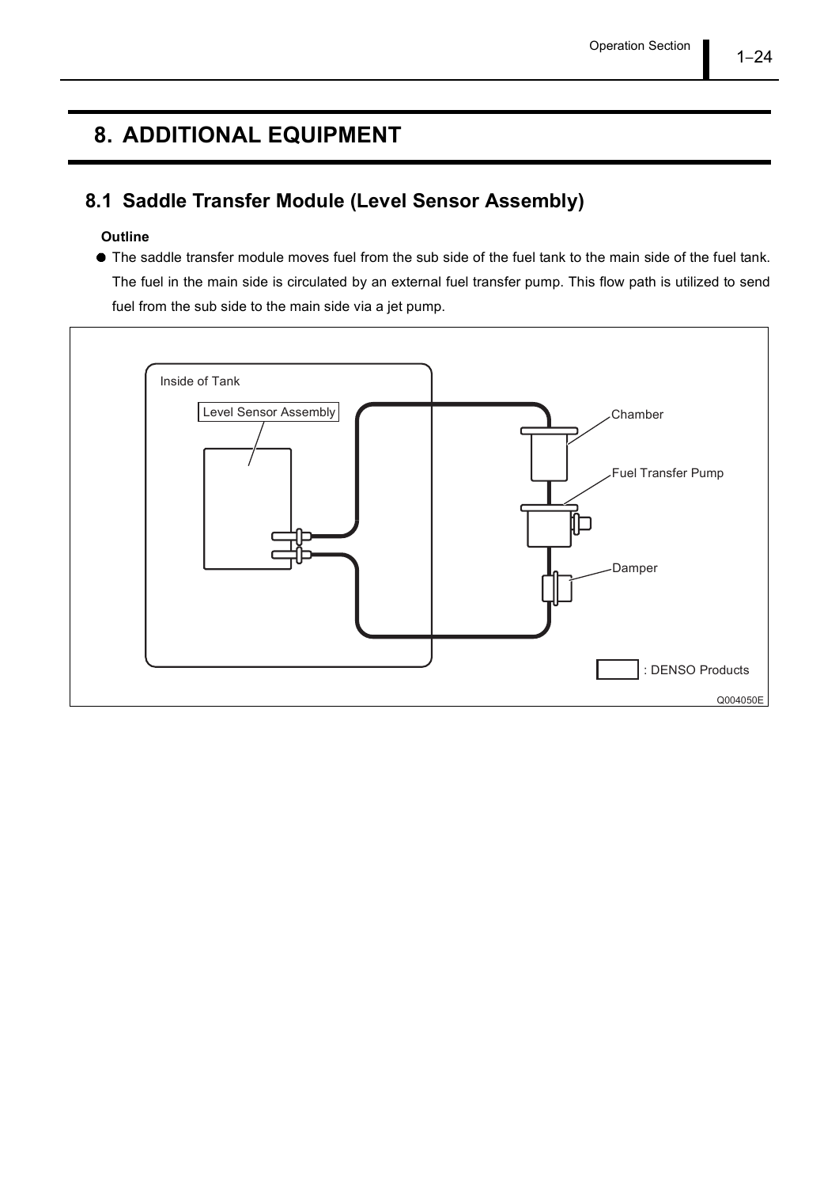# 8. ADDITIONAL EQUIPMENT

## 8.1 Saddle Transfer Module (Level Sensor Assembly)

**Outline**

- The saddle transfer module moves fuel from the sub side of the fuel tank to the main side of the fuel tank. The fuel in the main side is circulated by an external fuel transfer pump. This flow path is utilized to send fuel from the sub side to the main side via a jet pump.

Inside of Tank

Level Sensor Assembly

Chamber

Fuel Transfer Pump

Damper

: DENSO Products

Q004050E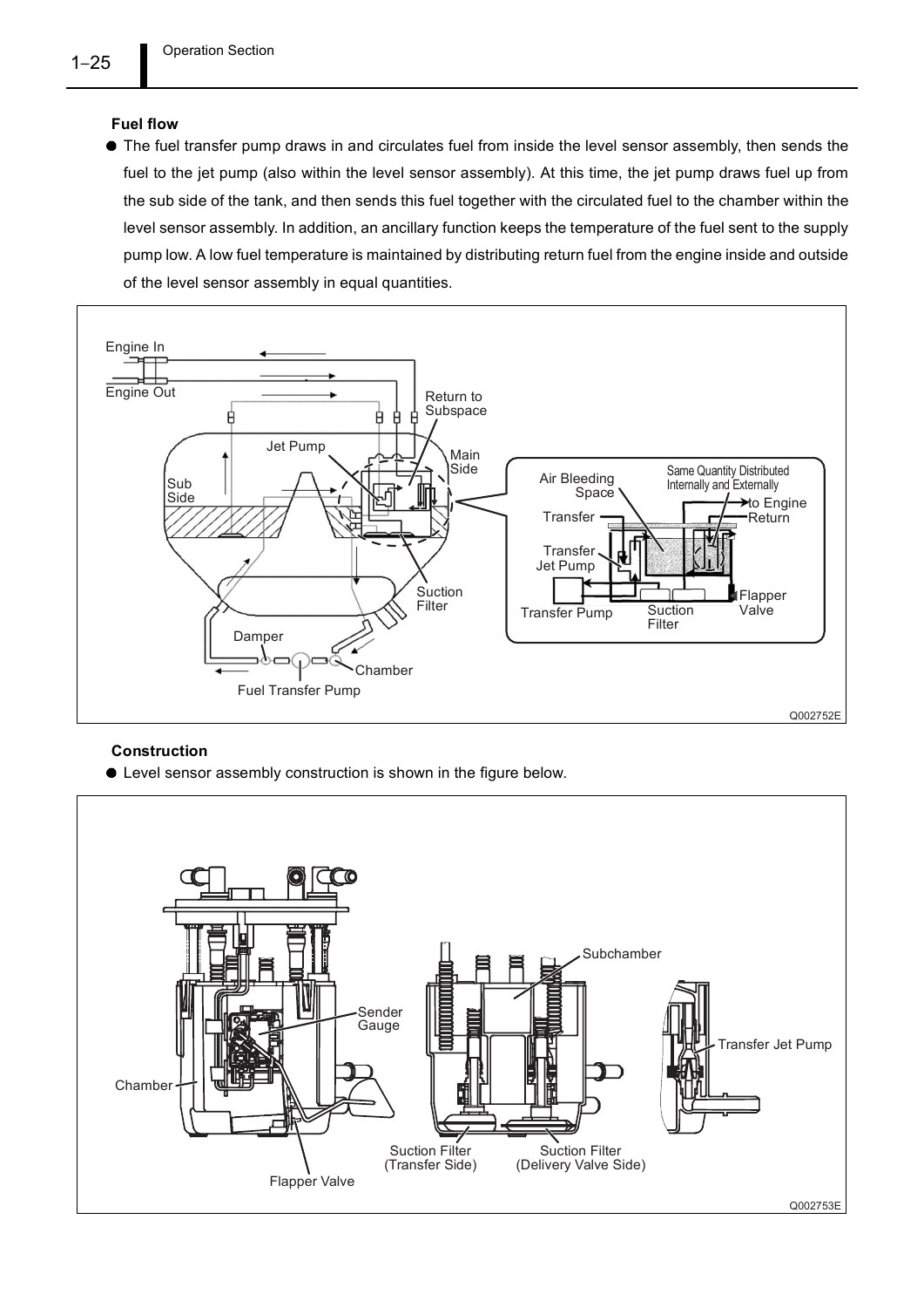**Fuel flow**

- The fuel transfer pump draws in and circulates fuel from inside the level sensor assembly, then sends the fuel to the jet pump (also within the level sensor assembly). At this time, the jet pump draws fuel up from the sub side of the tank, and then sends this fuel together with the circulated fuel to the chamber within the level sensor assembly. In addition, an ancillary function keeps the temperature of the fuel sent to the supply pump low. A low fuel temperature is maintained by distributing return fuel from the engine inside and outside of the level sensor assembly in equal quantities.

Engine In
Engine Out
Return to Subspace
Jet Pump
Main Side
Sub Side
Suction Filter
Damper
Chamber
Fuel Transfer Pump
Air Bleeding Space
Same Quantity Distributed Internally and Externally
to Engine Return
Transfer
Transfer Jet Pump
Flapper Valve
Transfer Pump
Suction Filter

Q002752E

**Construction**

- Level sensor assembly construction is shown in the figure below.

Subchamber
Sender Gauge
Transfer Jet Pump
Chamber
Suction Filter (Transfer Side)
Suction Filter (Delivery Valve Side)
Flapper Valve

Q002753E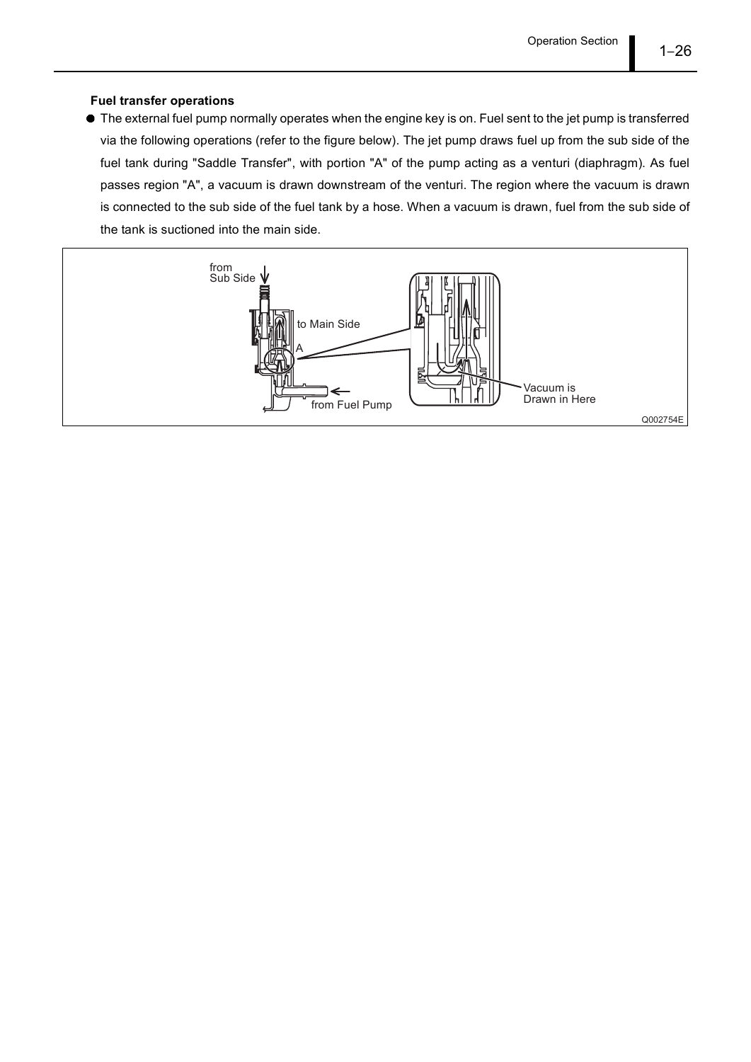**Fuel transfer operations**

- The external fuel pump normally operates when the engine key is on. Fuel sent to the jet pump is transferred via the following operations (refer to the figure below). The jet pump draws fuel up from the sub side of the fuel tank during "Saddle Transfer", with portion "A" of the pump acting as a venturi (diaphragm). As fuel passes region "A", a vacuum is drawn downstream of the venturi. The region where the vacuum is drawn is connected to the sub side of the fuel tank by a hose. When a vacuum is drawn, fuel from the sub side of the tank is suctioned into the main side.

from Sub Side

to Main Side

A

from Fuel Pump

Vacuum is Drawn in Here

Q002754E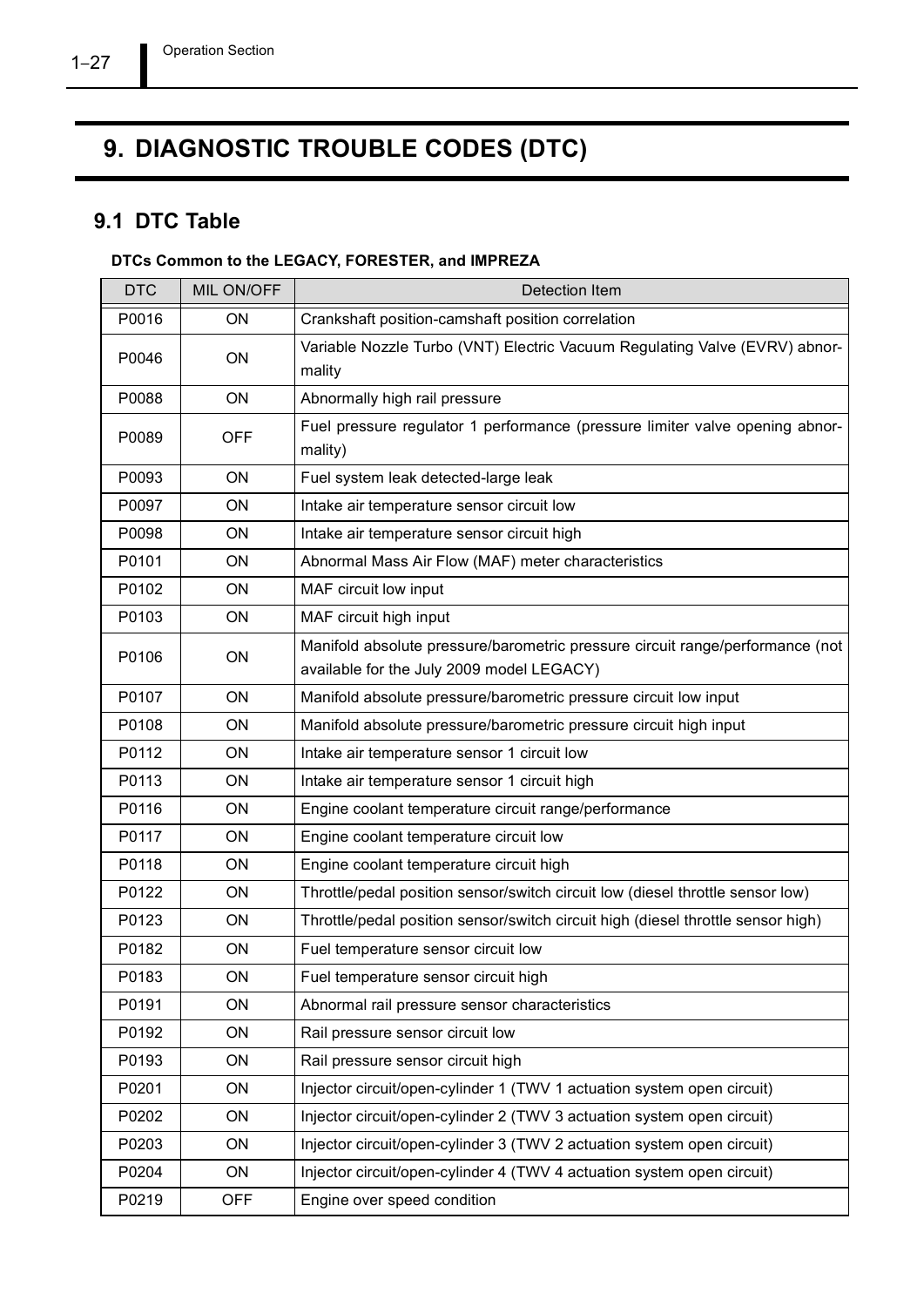# 9. DIAGNOSTIC TROUBLE CODES (DTC)

## 9.1 DTC Table

**DTCs Common to the LEGACY, FORESTER, and IMPREZA**

| DTC | MIL ON/OFF | Detection Item |
|---|---|---|
| P0016 | ON | Crankshaft position-camshaft position correlation |
| P0046 | ON | Variable Nozzle Turbo (VNT) Electric Vacuum Regulating Valve (EVRV) abnormality |
| P0088 | ON | Abnormally high rail pressure |
| P0089 | OFF | Fuel pressure regulator 1 performance (pressure limiter valve opening abnormality) |
| P0093 | ON | Fuel system leak detected-large leak |
| P0097 | ON | Intake air temperature sensor circuit low |
| P0098 | ON | Intake air temperature sensor circuit high |
| P0101 | ON | Abnormal Mass Air Flow (MAF) meter characteristics |
| P0102 | ON | MAF circuit low input |
| P0103 | ON | MAF circuit high input |
| P0106 | ON | Manifold absolute pressure/barometric pressure circuit range/performance (not available for the July 2009 model LEGACY) |
| P0107 | ON | Manifold absolute pressure/barometric pressure circuit low input |
| P0108 | ON | Manifold absolute pressure/barometric pressure circuit high input |
| P0112 | ON | Intake air temperature sensor 1 circuit low |
| P0113 | ON | Intake air temperature sensor 1 circuit high |
| P0116 | ON | Engine coolant temperature circuit range/performance |
| P0117 | ON | Engine coolant temperature circuit low |
| P0118 | ON | Engine coolant temperature circuit high |
| P0122 | ON | Throttle/pedal position sensor/switch circuit low (diesel throttle sensor low) |
| P0123 | ON | Throttle/pedal position sensor/switch circuit high (diesel throttle sensor high) |
| P0182 | ON | Fuel temperature sensor circuit low |
| P0183 | ON | Fuel temperature sensor circuit high |
| P0191 | ON | Abnormal rail pressure sensor characteristics |
| P0192 | ON | Rail pressure sensor circuit low |
| P0193 | ON | Rail pressure sensor circuit high |
| P0201 | ON | Injector circuit/open-cylinder 1 (TWV 1 actuation system open circuit) |
| P0202 | ON | Injector circuit/open-cylinder 2 (TWV 3 actuation system open circuit) |
| P0203 | ON | Injector circuit/open-cylinder 3 (TWV 2 actuation system open circuit) |
| P0204 | ON | Injector circuit/open-cylinder 4 (TWV 4 actuation system open circuit) |
| P0219 | OFF | Engine over speed condition |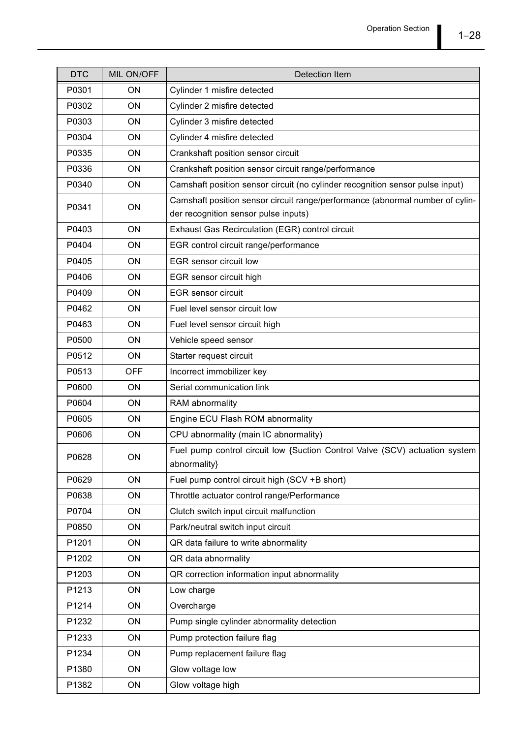| DTC | MIL ON/OFF | Detection Item |
|---|---|---|
| P0301 | ON | Cylinder 1 misfire detected |
| P0302 | ON | Cylinder 2 misfire detected |
| P0303 | ON | Cylinder 3 misfire detected |
| P0304 | ON | Cylinder 4 misfire detected |
| P0335 | ON | Crankshaft position sensor circuit |
| P0336 | ON | Crankshaft position sensor circuit range/performance |
| P0340 | ON | Camshaft position sensor circuit (no cylinder recognition sensor pulse input) |
| P0341 | ON | Camshaft position sensor circuit range/performance (abnormal number of cylinder recognition sensor pulse inputs) |
| P0403 | ON | Exhaust Gas Recirculation (EGR) control circuit |
| P0404 | ON | EGR control circuit range/performance |
| P0405 | ON | EGR sensor circuit low |
| P0406 | ON | EGR sensor circuit high |
| P0409 | ON | EGR sensor circuit |
| P0462 | ON | Fuel level sensor circuit low |
| P0463 | ON | Fuel level sensor circuit high |
| P0500 | ON | Vehicle speed sensor |
| P0512 | ON | Starter request circuit |
| P0513 | OFF | Incorrect immobilizer key |
| P0600 | ON | Serial communication link |
| P0604 | ON | RAM abnormality |
| P0605 | ON | Engine ECU Flash ROM abnormality |
| P0606 | ON | CPU abnormality (main IC abnormality) |
| P0628 | ON | Fuel pump control circuit low {Suction Control Valve (SCV) actuation system abnormality} |
| P0629 | ON | Fuel pump control circuit high (SCV +B short) |
| P0638 | ON | Throttle actuator control range/Performance |
| P0704 | ON | Clutch switch input circuit malfunction |
| P0850 | ON | Park/neutral switch input circuit |
| P1201 | ON | QR data failure to write abnormality |
| P1202 | ON | QR data abnormality |
| P1203 | ON | QR correction information input abnormality |
| P1213 | ON | Low charge |
| P1214 | ON | Overcharge |
| P1232 | ON | Pump single cylinder abnormality detection |
| P1233 | ON | Pump protection failure flag |
| P1234 | ON | Pump replacement failure flag |
| P1380 | ON | Glow voltage low |
| P1382 | ON | Glow voltage high |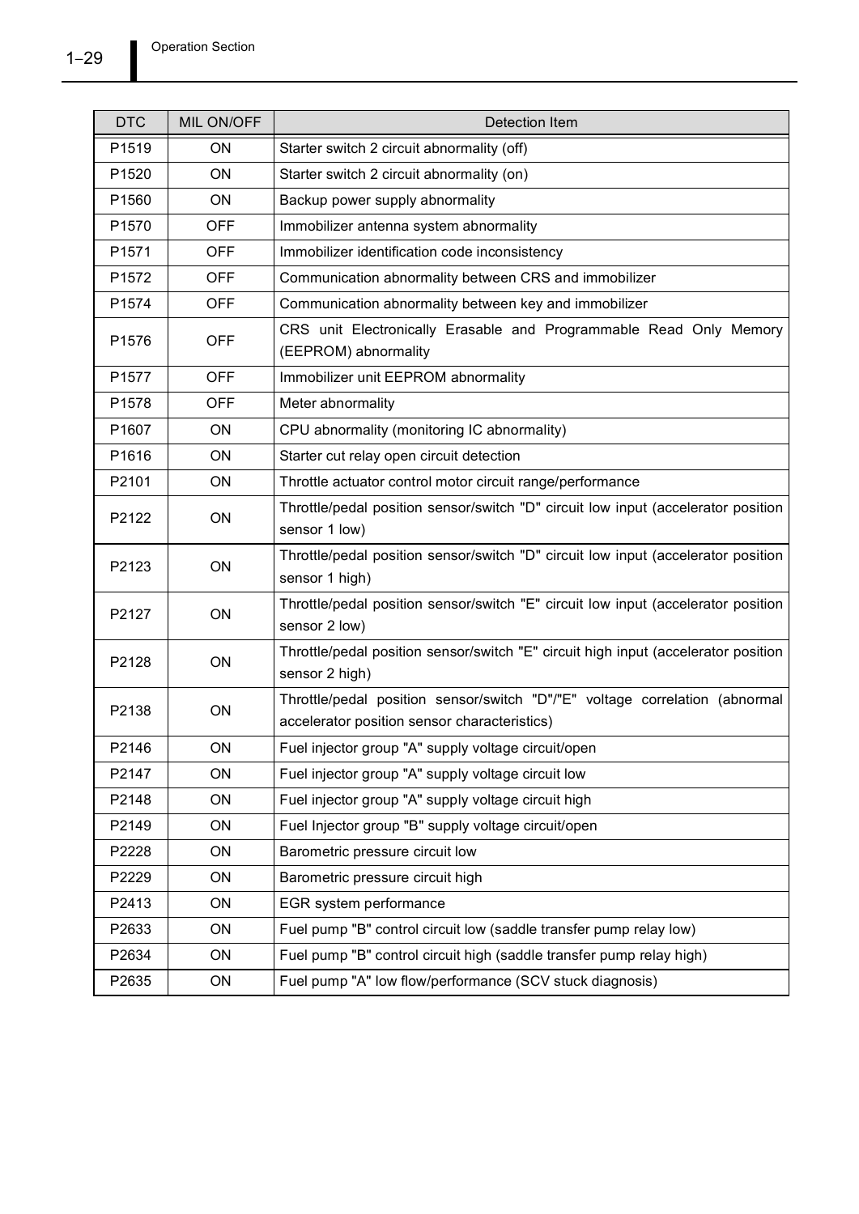| DTC | MIL ON/OFF | Detection Item |
|---|---|---|
| P1519 | ON | Starter switch 2 circuit abnormality (off) |
| P1520 | ON | Starter switch 2 circuit abnormality (on) |
| P1560 | ON | Backup power supply abnormality |
| P1570 | OFF | Immobilizer antenna system abnormality |
| P1571 | OFF | Immobilizer identification code inconsistency |
| P1572 | OFF | Communication abnormality between CRS and immobilizer |
| P1574 | OFF | Communication abnormality between key and immobilizer |
| P1576 | OFF | CRS unit Electronically Erasable and Programmable Read Only Memory (EEPROM) abnormality |
| P1577 | OFF | Immobilizer unit EEPROM abnormality |
| P1578 | OFF | Meter abnormality |
| P1607 | ON | CPU abnormality (monitoring IC abnormality) |
| P1616 | ON | Starter cut relay open circuit detection |
| P2101 | ON | Throttle actuator control motor circuit range/performance |
| P2122 | ON | Throttle/pedal position sensor/switch "D" circuit low input (accelerator position sensor 1 low) |
| P2123 | ON | Throttle/pedal position sensor/switch "D" circuit low input (accelerator position sensor 1 high) |
| P2127 | ON | Throttle/pedal position sensor/switch "E" circuit low input (accelerator position sensor 2 low) |
| P2128 | ON | Throttle/pedal position sensor/switch "E" circuit high input (accelerator position sensor 2 high) |
| P2138 | ON | Throttle/pedal position sensor/switch "D"/"E" voltage correlation (abnormal accelerator position sensor characteristics) |
| P2146 | ON | Fuel injector group "A" supply voltage circuit/open |
| P2147 | ON | Fuel injector group "A" supply voltage circuit low |
| P2148 | ON | Fuel injector group "A" supply voltage circuit high |
| P2149 | ON | Fuel Injector group "B" supply voltage circuit/open |
| P2228 | ON | Barometric pressure circuit low |
| P2229 | ON | Barometric pressure circuit high |
| P2413 | ON | EGR system performance |
| P2633 | ON | Fuel pump "B" control circuit low (saddle transfer pump relay low) |
| P2634 | ON | Fuel pump "B" control circuit high (saddle transfer pump relay high) |
| P2635 | ON | Fuel pump "A" low flow/performance (SCV stuck diagnosis) |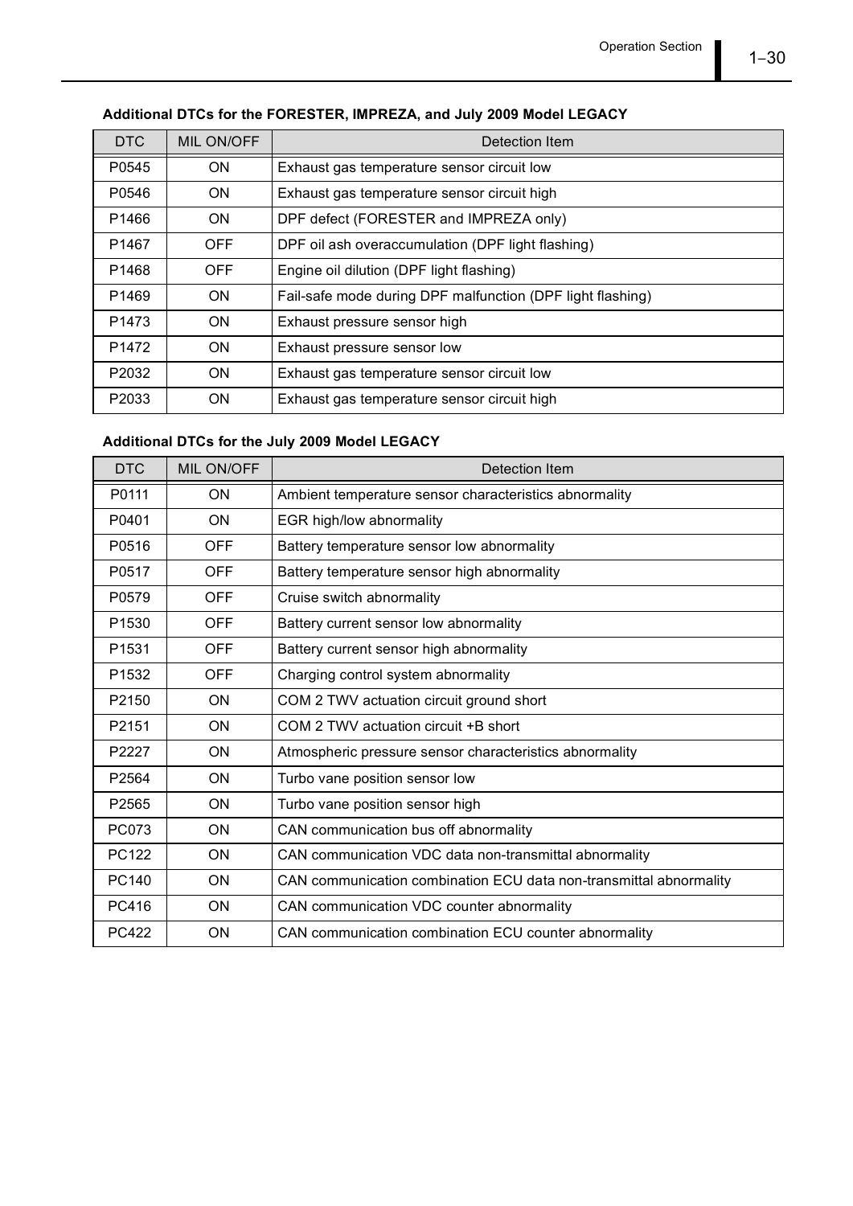**Additional DTCs for the FORESTER, IMPREZA, and July 2009 Model LEGACY**

| DTC | MIL ON/OFF | Detection Item |
|---|---|---|
| P0545 | ON | Exhaust gas temperature sensor circuit low |
| P0546 | ON | Exhaust gas temperature sensor circuit high |
| P1466 | ON | DPF defect (FORESTER and IMPREZA only) |
| P1467 | OFF | DPF oil ash overaccumulation (DPF light flashing) |
| P1468 | OFF | Engine oil dilution (DPF light flashing) |
| P1469 | ON | Fail-safe mode during DPF malfunction (DPF light flashing) |
| P1473 | ON | Exhaust pressure sensor high |
| P1472 | ON | Exhaust pressure sensor low |
| P2032 | ON | Exhaust gas temperature sensor circuit low |
| P2033 | ON | Exhaust gas temperature sensor circuit high |

**Additional DTCs for the July 2009 Model LEGACY**

| DTC | MIL ON/OFF | Detection Item |
|---|---|---|
| P0111 | ON | Ambient temperature sensor characteristics abnormality |
| P0401 | ON | EGR high/low abnormality |
| P0516 | OFF | Battery temperature sensor low abnormality |
| P0517 | OFF | Battery temperature sensor high abnormality |
| P0579 | OFF | Cruise switch abnormality |
| P1530 | OFF | Battery current sensor low abnormality |
| P1531 | OFF | Battery current sensor high abnormality |
| P1532 | OFF | Charging control system abnormality |
| P2150 | ON | COM 2 TWV actuation circuit ground short |
| P2151 | ON | COM 2 TWV actuation circuit +B short |
| P2227 | ON | Atmospheric pressure sensor characteristics abnormality |
| P2564 | ON | Turbo vane position sensor low |
| P2565 | ON | Turbo vane position sensor high |
| PC073 | ON | CAN communication bus off abnormality |
| PC122 | ON | CAN communication VDC data non-transmittal abnormality |
| PC140 | ON | CAN communication combination ECU data non-transmittal abnormality |
| PC416 | ON | CAN communication VDC counter abnormality |
| PC422 | ON | CAN communication combination ECU counter abnormality |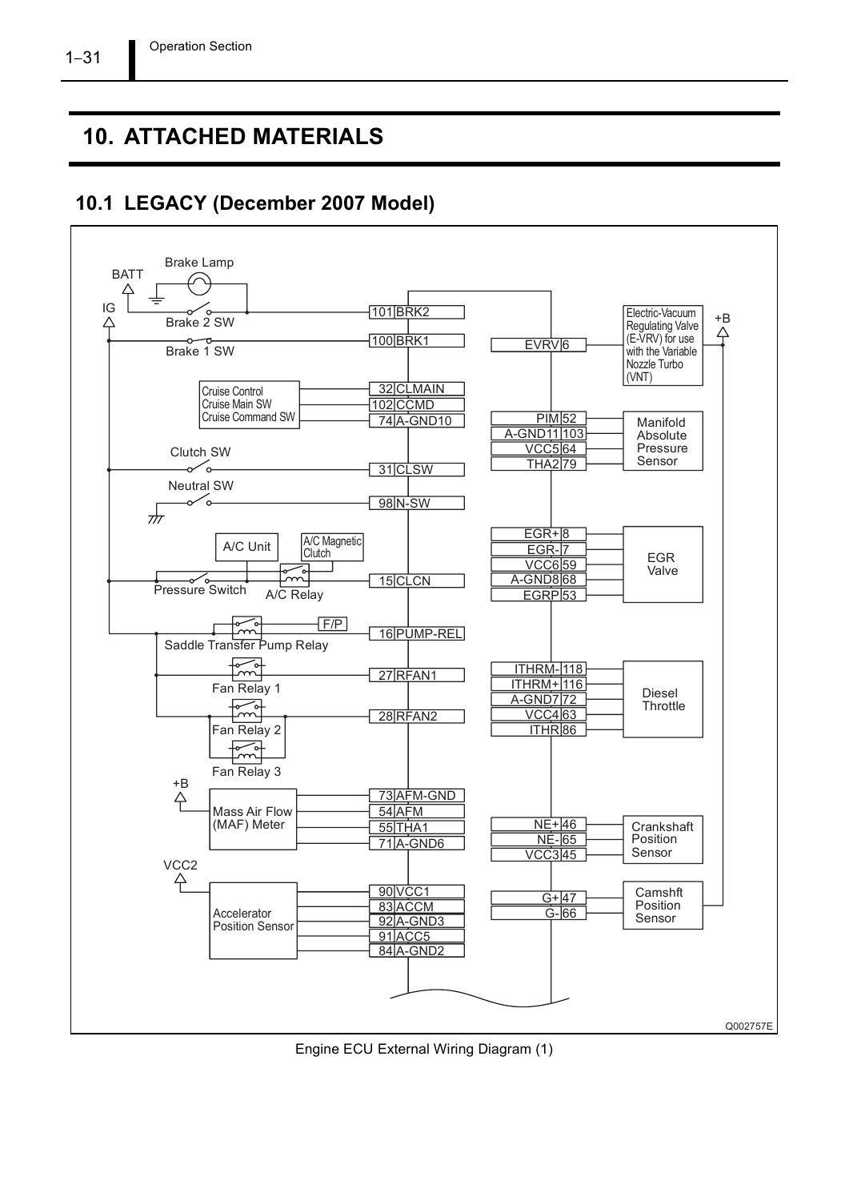# 10. ATTACHED MATERIALS

## 10.1 LEGACY (December 2007 Model)

BATT

Brake Lamp

IG

Brake 2 SW

Brake 1 SW

Cruise Control Cruise Main SW Cruise Command SW

Clutch SW

Neutral SW

A/C Unit

A/C Magnetic Clutch

Pressure Switch

A/C Relay

F/P

Saddle Transfer Pump Relay

Fan Relay 1

Fan Relay 2

Fan Relay 3

+B

Mass Air Flow (MAF) Meter

VCC2

Accelerator Position Sensor

101 BRK2

100 BRK1

32 CLMAIN

102 CCMD

74 A-GND10

31 CLSW

98 N-SW

15 CLCN

16 PUMP-REL

27 RFAN1

28 RFAN2

73 AFM-GND

54 AFM

55 THA1

71 A-GND6

90 VCC1

83 ACCM

92 A-GND3

91 ACC5

84 A-GND2

EVRV 6

Electric-Vacuum Regulating Valve (E-VRV) for use with the Variable Nozzle Turbo (VNT)

+B

PIM 52

A-GND11 103

VCC5 64

THA2 79

Manifold Absolute Pressure Sensor

EGR+ 8

EGR- 7

VCC6 59

A-GND8 68

EGRP 53

EGR Valve

ITHRM- 118

ITHRM+ 116

A-GND7 72

VCC4 63

ITHR 86

Diesel Throttle

NE+ 46

NE- 65

VCC3 45

Crankshaft Position Sensor

G+ 47

G- 66

Camshft Position Sensor

Q002757E

Engine ECU External Wiring Diagram (1)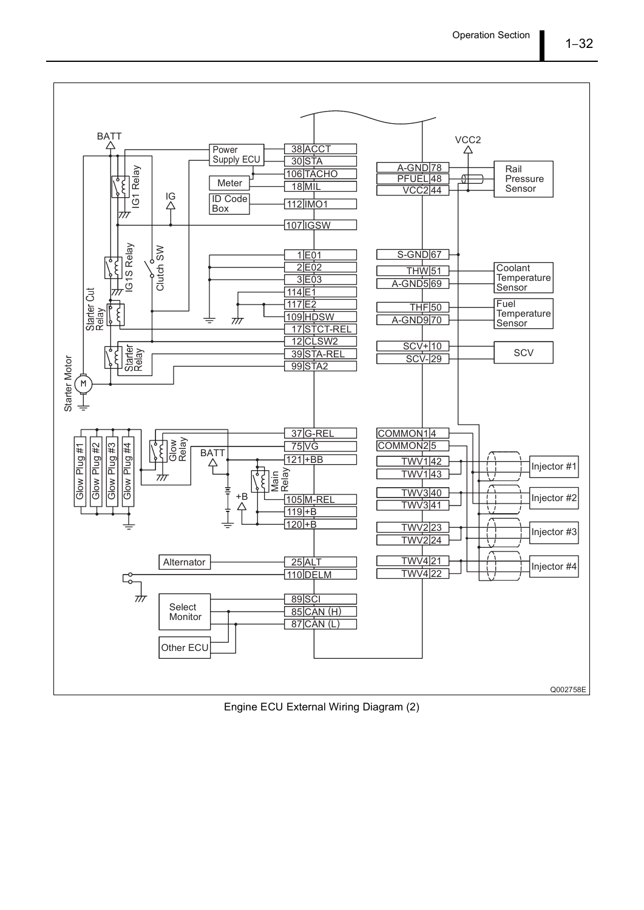Engine ECU External Wiring Diagram (2)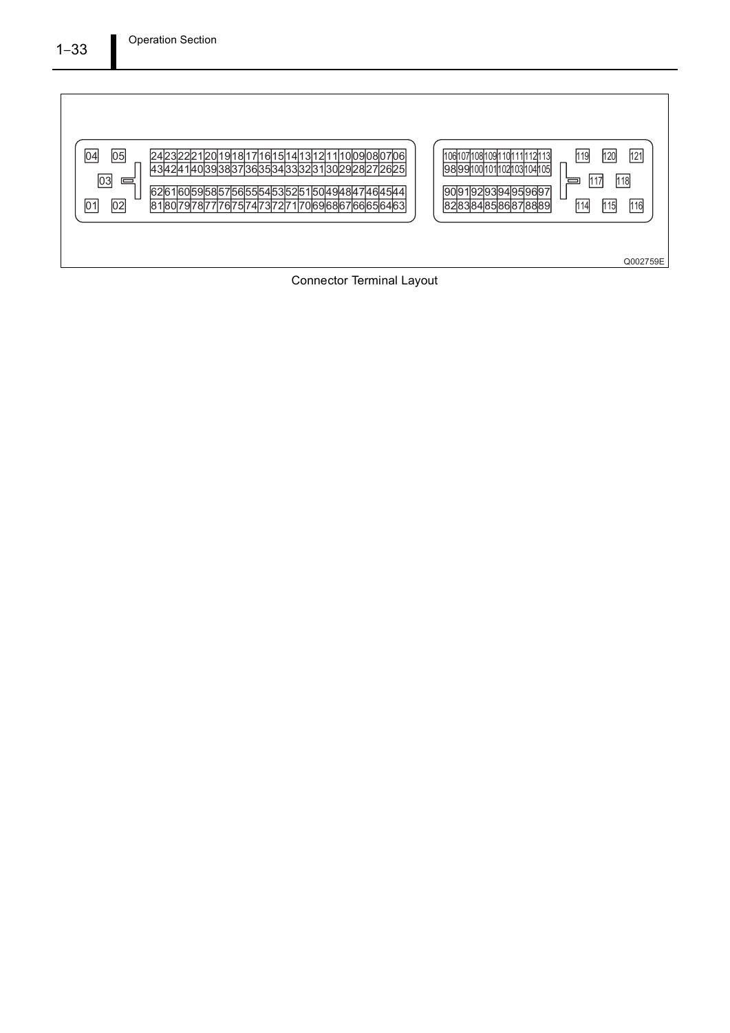| 04 | 05 | | 24 | 23 | 22 | 21 | 20 | 19 | 18 | 17 | 16 | 15 | 14 | 13 | 12 | 11 | 10 | 09 | 08 | 07 | 06 |
|---|---|---|---|---|---|---|---|---|---|---|---|---|---|---|---|---|---|---|---|---|---|
| | | | 43 | 42 | 41 | 40 | 39 | 38 | 37 | 36 | 35 | 34 | 33 | 32 | 31 | 30 | 29 | 28 | 27 | 26 | 25 |
| | 03 | | | | | | | | | | | | | | | | | | | | |
| | | | 62 | 61 | 60 | 59 | 58 | 57 | 56 | 55 | 54 | 53 | 52 | 51 | 50 | 49 | 48 | 47 | 46 | 45 | 44 |
| 01 | 02 | | 81 | 80 | 79 | 78 | 77 | 76 | 75 | 74 | 73 | 72 | 71 | 70 | 69 | 68 | 67 | 66 | 65 | 64 | 63 |

| 106 | 107 | 108 | 109 | 110 | 111 | 112 | 113 | | 119 | 120 | 121 |
|---|---|---|---|---|---|---|---|---|---|---|---|
| 98 | 99 | 100 | 101 | 102 | 103 | 104 | 105 | | | | |
| | | | | | | | | | | 117 | 118 |
| 90 | 91 | 92 | 93 | 94 | 95 | 96 | 97 | | | | |
| 82 | 83 | 84 | 85 | 86 | 87 | 88 | 89 | | 114 | 115 | 116 |

Q002759E

Connector Terminal Layout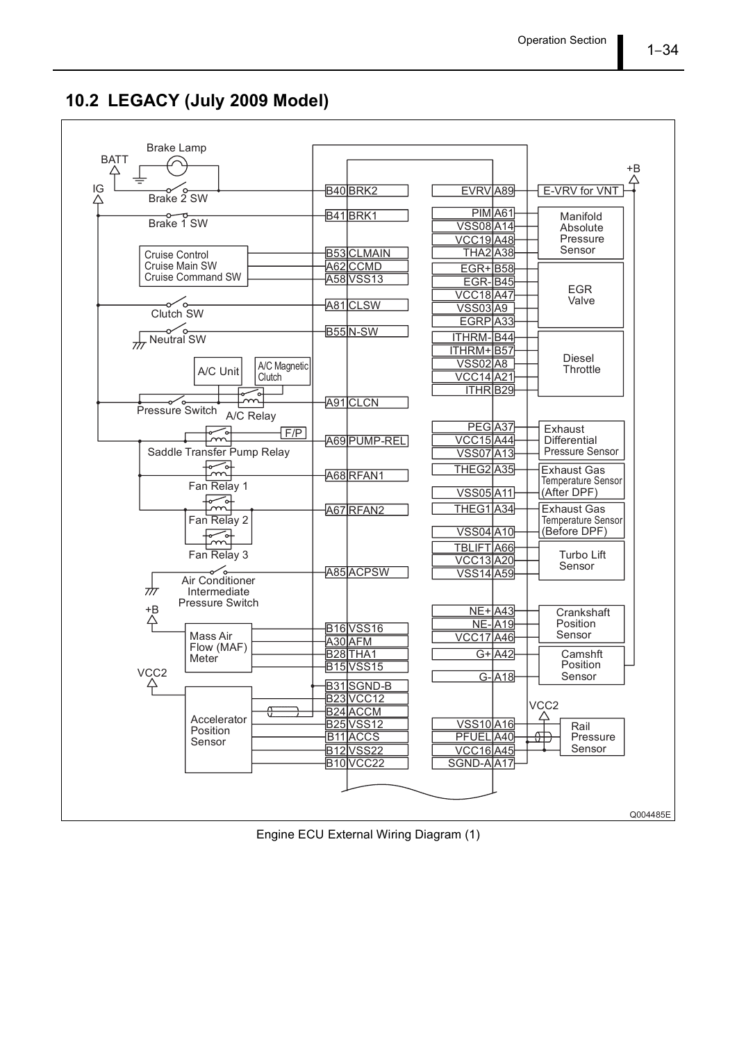## 10.2 LEGACY (July 2009 Model)

BATT

Brake Lamp

+B

IG

Brake 2 SW

B40 BRK2

EVRV A89

E-VRV for VNT

Brake 1 SW

B41 BRK1

PIM A61

VSS08 A14

VCC19 A48

THA2 A38

Manifold Absolute Pressure Sensor

Cruise Control
Cruise Main SW
Cruise Command SW

B53 CLMAIN

A62 CCMD

A58 VSS13

EGR+ B58

EGR- B45

VCC18 A47

VSS03 A9

EGRP A33

EGR Valve

Clutch SW

A81 CLSW

Neutral SW

B55 N-SW

ITHRM- B44

ITHRM+ B57

VSS02 A8

VCC14 A21

ITHR B29

Diesel Throttle

A/C Unit

A/C Magnetic Clutch

Pressure Switch

A/C Relay

A91 CLCN

F/P

Saddle Transfer Pump Relay

A69 PUMP-REL

PEG A37

VCC15 A44

VSS07 A13

Exhaust Differential Pressure Sensor

Fan Relay 1

A68 RFAN1

THEG2 A35

VSS05 A11

Exhaust Gas Temperature Sensor (After DPF)

Fan Relay 2

A67 RFAN2

THEG1 A34

VSS04 A10

Exhaust Gas Temperature Sensor (Before DPF)

Fan Relay 3

TBLIFT A66

VCC13 A20

VSS14 A59

Turbo Lift Sensor

Air Conditioner Intermediate Pressure Switch

A85 ACPSW

+B

Mass Air Flow (MAF) Meter

B16 VSS16

A30 AFM

B28 THA1

B15 VSS15

NE+ A43

NE- A19

VCC17 A46

Crankshaft Position Sensor

G+ A42

G- A18

Camshft Position Sensor

VCC2

Accelerator Position Sensor

B31 SGND-B

B23 VCC12

B24 ACCM

B25 VSS12

B11 ACCS

B12 VSS22

B10 VCC22

VCC2

VSS10 A16

PFUEL A40

VCC16 A45

SGND-A A17

Rail Pressure Sensor

Q004485E

Engine ECU External Wiring Diagram (1)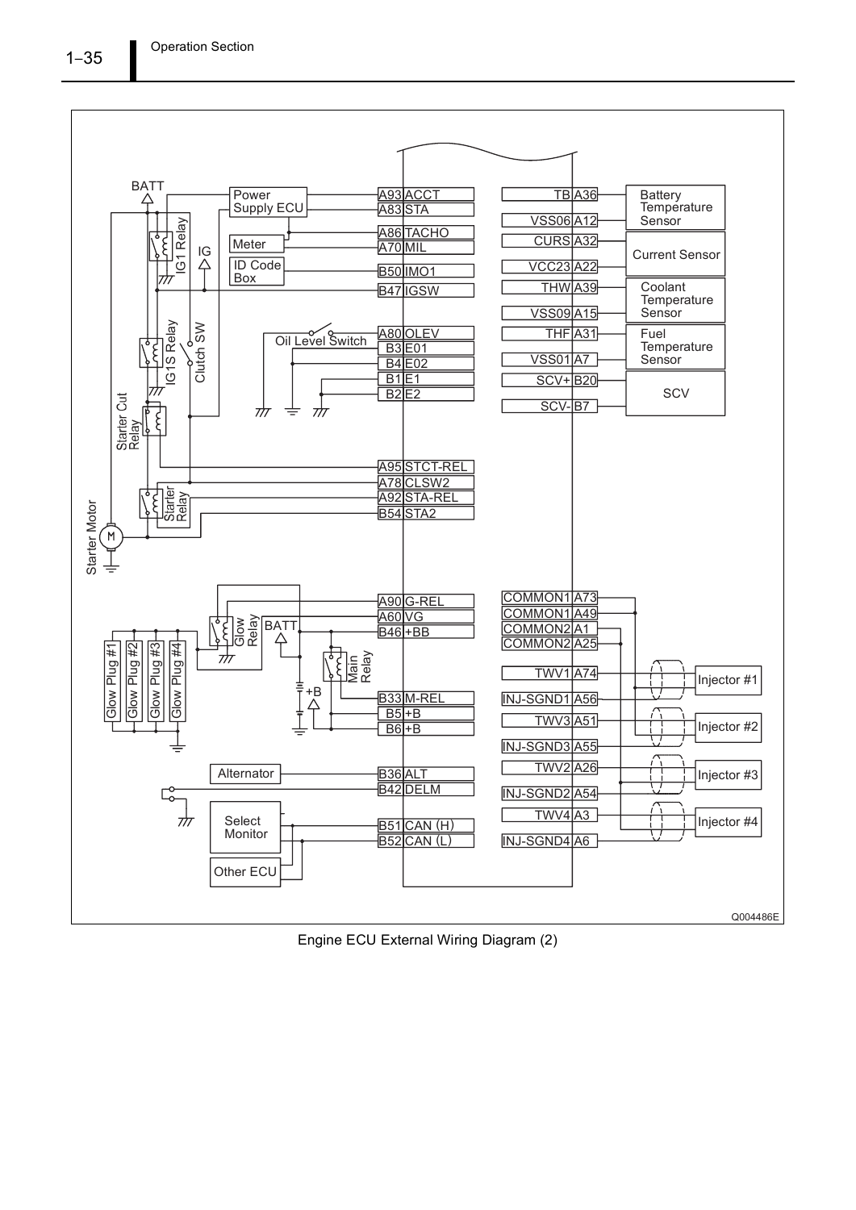BATT

Power Supply ECU

IG1 Relay

IG

Meter

ID Code Box

IG1S Relay

Clutch SW

Oil Level Switch

Starter Cut Relay

Starter Relay

Starter Motor

M

| Pin | Signal |
| --- | --- |
| A93 | ACCT |
| A83 | STA |
| A86 | TACHO |
| A70 | MIL |
| B50 | IMO1 |
| B47 | IGSW |
| A80 | OLEV |
| B3 | E01 |
| B4 | E02 |
| B1 | E1 |
| B2 | E2 |
| A95 | STCT-REL |
| A78 | CLSW2 |
| A92 | STA-REL |
| B54 | STA2 |
| A90 | G-REL |
| A60 | VG |
| B46 | +BB |
| B33 | M-REL |
| B5 | +B |
| B6 | +B |
| B36 | ALT |
| B42 | DELM |
| B51 | CAN (H) |
| B52 | CAN (L) |

| Signal | Pin | Connected to |
| --- | --- | --- |
| TB | A36 | Battery Temperature Sensor |
| VSS06 | A12 | Battery Temperature Sensor |
| CURS | A32 | Current Sensor |
| VCC23 | A22 | Current Sensor |
| THW | A39 | Coolant Temperature Sensor |
| VSS09 | A15 | Coolant Temperature Sensor |
| THF | A31 | Fuel Temperature Sensor |
| VSS01 | A7 | Fuel Temperature Sensor |
| SCV+ | B20 | SCV |
| SCV- | B7 | SCV |
| COMMON1 | A73 | |
| COMMON1 | A49 | |
| COMMON2 | A1 | |
| COMMON2 | A25 | |
| TWV1 | A74 | Injector #1 |
| INJ-SGND1 | A56 | |
| TWV3 | A51 | Injector #2 |
| INJ-SGND3 | A55 | |
| TWV2 | A26 | Injector #3 |
| INJ-SGND2 | A54 | |
| TWV4 | A3 | Injector #4 |
| INJ-SGND4 | A6 | |

Glow Plug #1, Glow Plug #2, Glow Plug #3, Glow Plug #4

Glow Relay

BATT

Main Relay

+B

Alternator

Select Monitor

Other ECU

Q004486E

Engine ECU External Wiring Diagram (2)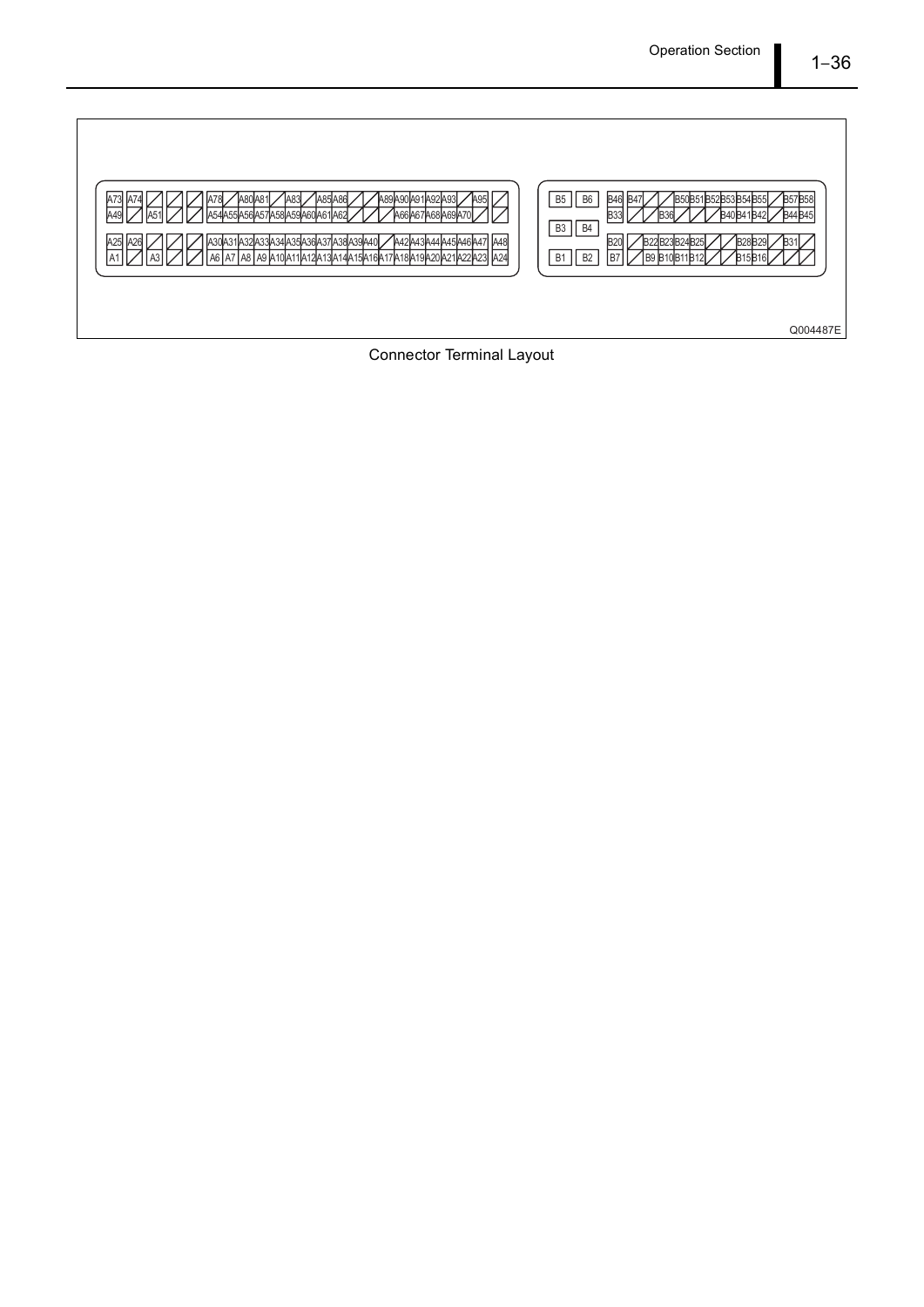| A73 | A74 | | | | A78 | | A80 | A81 | | A83 | | A85 | A86 | | | A89 | A90 | A91 | A92 | A93 | | A95 | |
|---|---|---|---|---|---|---|---|---|---|---|---|---|---|---|---|---|---|---|---|---|---|---|---|
| A49 | | A51 | | | A54 | A55 | A56 | A57 | A58 | A59 | A60 | A61 | A62 | | | | A66 | A67 | A68 | A69 | A70 | | |
| A25 | A26 | | | | A30 | A31 | A32 | A33 | A34 | A35 | A36 | A37 | A38 | A39 | A40 | | A42 | A43 | A44 | A45 | A46 | A47 | A48 |
| A1 | | A3 | | | A6 | A7 | A8 | A9 | A10 | A11 | A12 | A13 | A14 | A15 | A16 | A17 | A18 | A19 | A20 | A21 | A22 | A23 | A24 |

| B5 | B6 | B46 | B47 | | | B50 | B51 | B52 | B53 | B54 | B55 | | B57 | B58 |
|---|---|---|---|---|---|---|---|---|---|---|---|---|---|---|
| | | B33 | | | B36 | | | | B40 | B41 | B42 | | B44 | B45 |
| B3 | B4 | | | | | | | | | | | | | |
| | | B20 | | B22 | B23 | B24 | B25 | | | B28 | B29 | | B31 | |
| B1 | B2 | B7 | | B9 | B10 | B11 | B12 | | | B15 | B16 | | | |

Q004487E

Connector Terminal Layout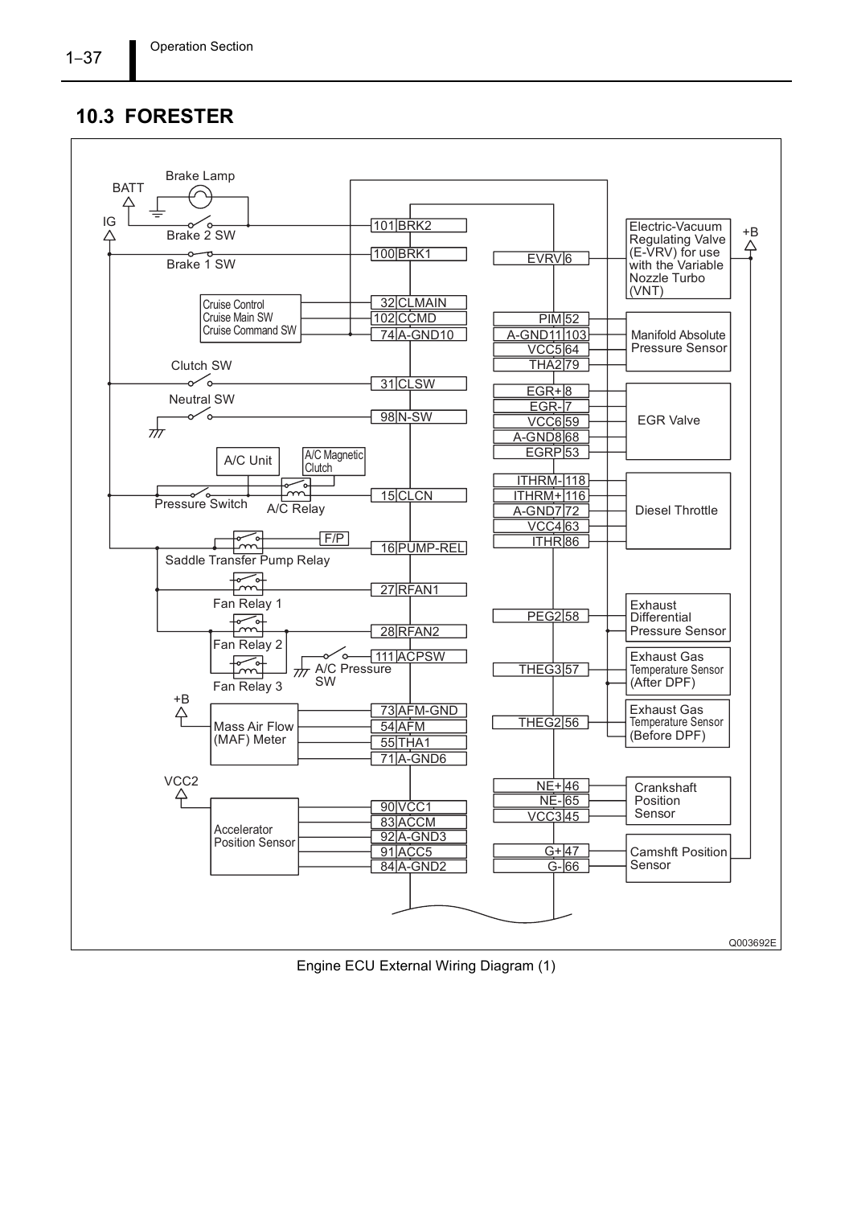## 10.3 FORESTER

BATT

Brake Lamp

IG

Brake 2 SW

Brake 1 SW

Cruise Control
Cruise Main SW
Cruise Command SW

Clutch SW

Neutral SW

A/C Unit

A/C Magnetic Clutch

Pressure Switch

A/C Relay

F/P

Saddle Transfer Pump Relay

Fan Relay 1

Fan Relay 2

Fan Relay 3

A/C Pressure SW

+B

Mass Air Flow (MAF) Meter

VCC2

Accelerator Position Sensor

| Pin | Signal |
| --- | --- |
| 101 | BRK2 |
| 100 | BRK1 |
| 32 | CLMAIN |
| 102 | CCMD |
| 74 | A-GND10 |
| 31 | CLSW |
| 98 | N-SW |
| 15 | CLCN |
| 16 | PUMP-REL |
| 27 | RFAN1 |
| 28 | RFAN2 |
| 111 | ACPSW |
| 73 | AFM-GND |
| 54 | AFM |
| 55 | THA1 |
| 71 | A-GND6 |
| 90 | VCC1 |
| 83 | ACCM |
| 92 | A-GND3 |
| 91 | ACC5 |
| 84 | A-GND2 |

| Signal | Pin | Component |
| --- | --- | --- |
| EVRV | 6 | Electric-Vacuum Regulating Valve (E-VRV) for use with the Variable Nozzle Turbo (VNT) |
| PIM | 52 | Manifold Absolute Pressure Sensor |
| A-GND11 | 103 | Manifold Absolute Pressure Sensor |
| VCC5 | 64 | Manifold Absolute Pressure Sensor |
| THA2 | 79 | Manifold Absolute Pressure Sensor |
| EGR+ | 8 | EGR Valve |
| EGR- | 7 | EGR Valve |
| VCC6 | 59 | EGR Valve |
| A-GND8 | 68 | EGR Valve |
| EGRP | 53 | EGR Valve |
| ITHRM- | 118 | Diesel Throttle |
| ITHRM+ | 116 | Diesel Throttle |
| A-GND7 | 72 | Diesel Throttle |
| VCC4 | 63 | Diesel Throttle |
| ITHR | 86 | Diesel Throttle |
| PEG2 | 58 | Exhaust Differential Pressure Sensor |
| THEG3 | 57 | Exhaust Gas Temperature Sensor (After DPF) |
| THEG2 | 56 | Exhaust Gas Temperature Sensor (Before DPF) |
| NE+ | 46 | Crankshaft Position Sensor |
| NE- | 65 | Crankshaft Position Sensor |
| VCC3 | 45 | Crankshaft Position Sensor |
| G+ | 47 | Camshft Position Sensor |
| G- | 66 | Camshft Position Sensor |

+B

Q003692E

Engine ECU External Wiring Diagram (1)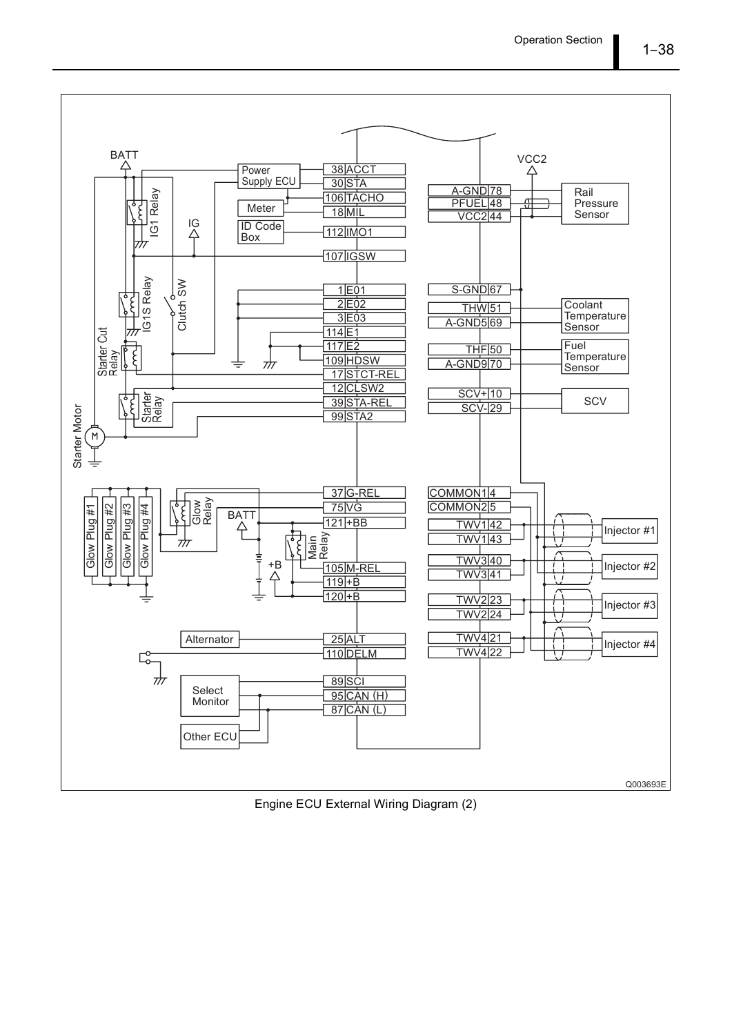| Pin | Signal |
| --- | --- |
| 38 | ACCT |
| 30 | STA |
| 106 | TACHO |
| 18 | MIL |
| 112 | IMO1 |
| 107 | IGSW |
| 1 | E01 |
| 2 | E02 |
| 3 | E03 |
| 114 | E1 |
| 117 | E2 |
| 109 | HDSW |
| 17 | STCT-REL |
| 12 | CLSW2 |
| 39 | STA-REL |
| 99 | STA2 |
| 37 | G-REL |
| 75 | VG |
| 121 | +BB |
| 105 | M-REL |
| 119 | +B |
| 120 | +B |
| 25 | ALT |
| 110 | DELM |
| 89 | SCI |
| 95 | CAN (H) |
| 87 | CAN (L) |

| Signal | Pin |
| --- | --- |
| A-GND | 78 |
| PFUEL | 48 |
| VCC2 | 44 |
| S-GND | 67 |
| THW | 51 |
| A-GND5 | 69 |
| THF | 50 |
| A-GND9 | 70 |
| SCV+ | 10 |
| SCV- | 29 |
| COMMON1 | 4 |
| COMMON2 | 5 |
| TWV1 | 42 |
| TWV1 | 43 |
| TWV3 | 40 |
| TWV3 | 41 |
| TWV2 | 23 |
| TWV2 | 24 |
| TWV4 | 21 |
| TWV4 | 22 |

BATT, Power Supply ECU, Meter, ID Code Box, IG, IG1 Relay, IG1S Relay, Clutch SW, Starter Cut Relay, Starter Relay, Starter Motor, M, Glow Plug #1, Glow Plug #2, Glow Plug #3, Glow Plug #4, Glow Relay, BATT, Main Relay, +B, Alternator, Select Monitor, Other ECU, VCC2, Rail Pressure Sensor, Coolant Temperature Sensor, Fuel Temperature Sensor, SCV, Injector #1, Injector #2, Injector #3, Injector #4

Q003693E

Engine ECU External Wiring Diagram (2)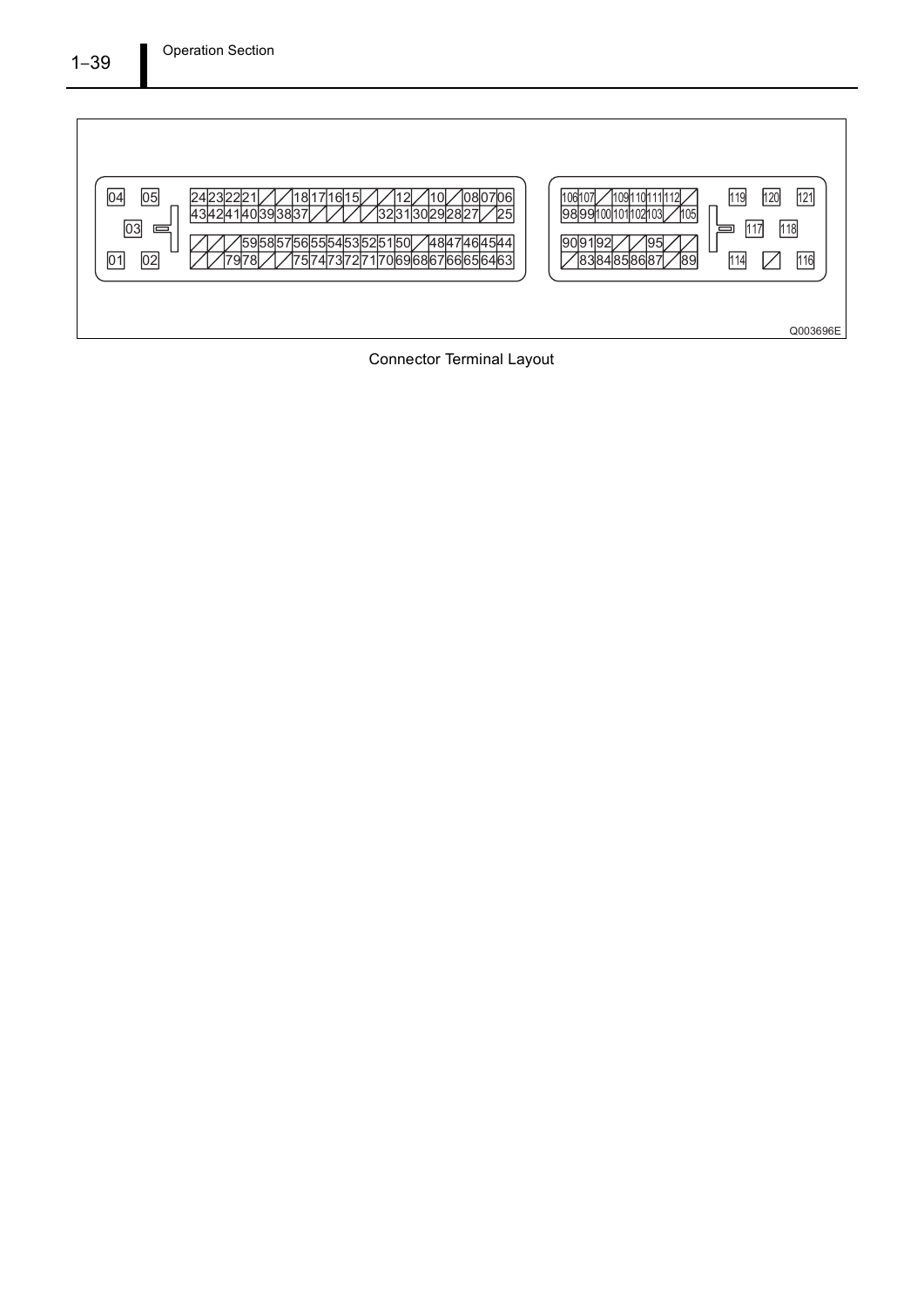Connector Terminal Layout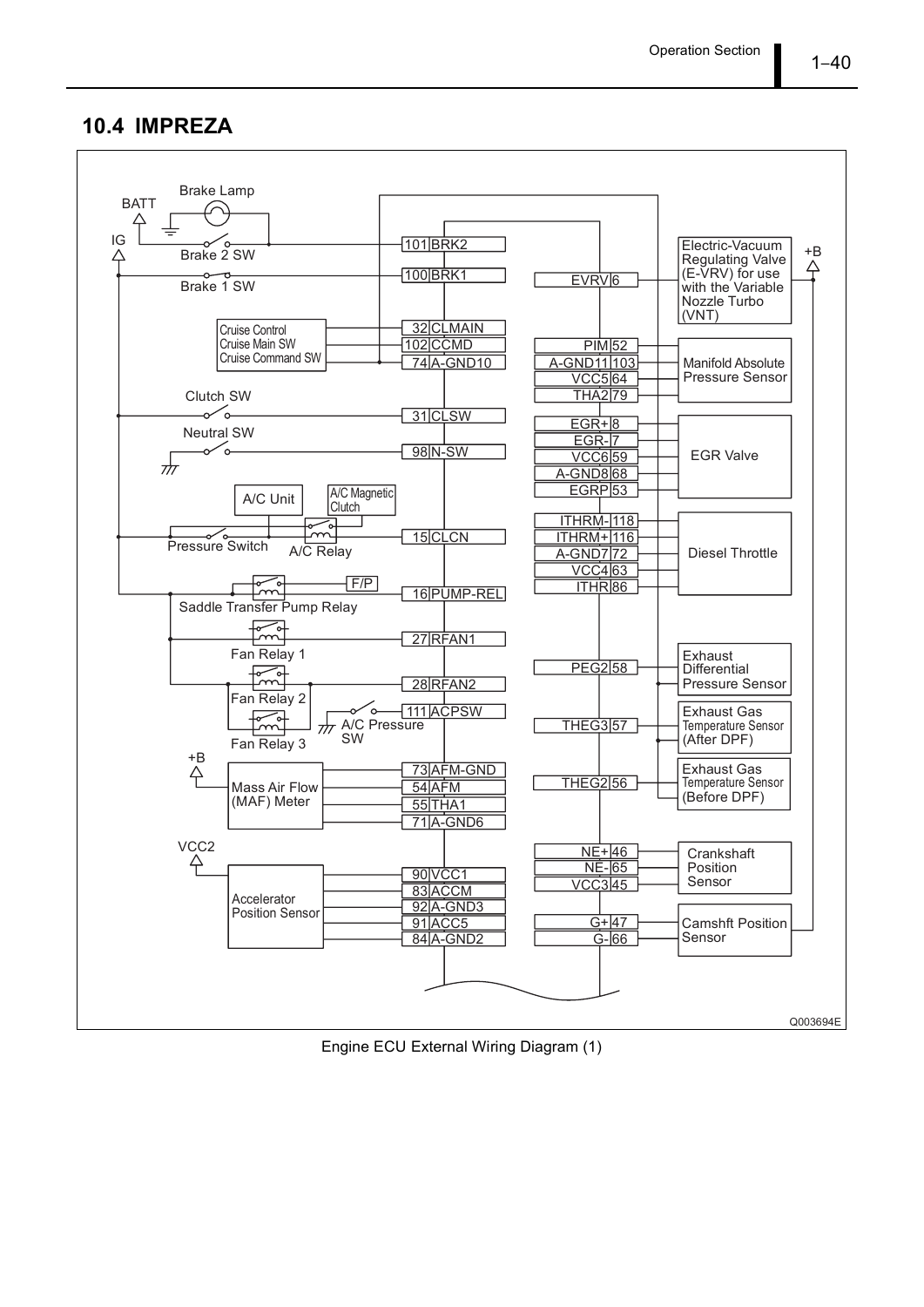## 10.4 IMPREZA

| Component | Terminal No. | Terminal |
| --- | --- | --- |
| BATT / Brake Lamp / IG / Brake 2 SW | 101 | BRK2 |
| Brake 1 SW | 100 | BRK1 |
| Cruise Control / Cruise Main SW / Cruise Command SW | 32 | CLMAIN |
| | 102 | CCMD |
| | 74 | A-GND10 |
| Clutch SW | 31 | CLSW |
| Neutral SW | 98 | N-SW |
| A/C Unit / A/C Magnetic Clutch / Pressure Switch / A/C Relay | 15 | CLCN |
| Saddle Transfer Pump Relay (F/P) | 16 | PUMP-REL |
| Fan Relay 1 | 27 | RFAN1 |
| Fan Relay 2 / Fan Relay 3 | 28 | RFAN2 |
| A/C Pressure SW | 111 | ACPSW |
| Mass Air Flow (MAF) Meter (+B) | 73 | AFM-GND |
| | 54 | AFM |
| | 55 | THA1 |
| | 71 | A-GND6 |
| Accelerator Position Sensor (VCC2) | 90 | VCC1 |
| | 83 | ACCM |
| | 92 | A-GND3 |
| | 91 | ACC5 |
| | 84 | A-GND2 |

| Terminal | Terminal No. | Component |
| --- | --- | --- |
| EVRV | 6 | Electric-Vacuum Regulating Valve (E-VRV) for use with the Variable Nozzle Turbo (VNT) (+B) |
| PIM | 52 | Manifold Absolute Pressure Sensor |
| A-GND11 | 103 | |
| VCC5 | 64 | |
| THA2 | 79 | |
| EGR+ | 8 | EGR Valve |
| EGR- | 7 | |
| VCC6 | 59 | |
| A-GND8 | 68 | |
| EGRP | 53 | |
| ITHRM- | 118 | Diesel Throttle |
| ITHRM+ | 116 | |
| A-GND7 | 72 | |
| VCC4 | 63 | |
| ITHR | 86 | |
| PEG2 | 58 | Exhaust Differential Pressure Sensor |
| THEG3 | 57 | Exhaust Gas Temperature Sensor (After DPF) |
| THEG2 | 56 | Exhaust Gas Temperature Sensor (Before DPF) |
| NE+ | 46 | Crankshaft Position Sensor |
| NE- | 65 | |
| VCC3 | 45 | |
| G+ | 47 | Camshft Position Sensor |
| G- | 66 | |

Q003694E

Engine ECU External Wiring Diagram (1)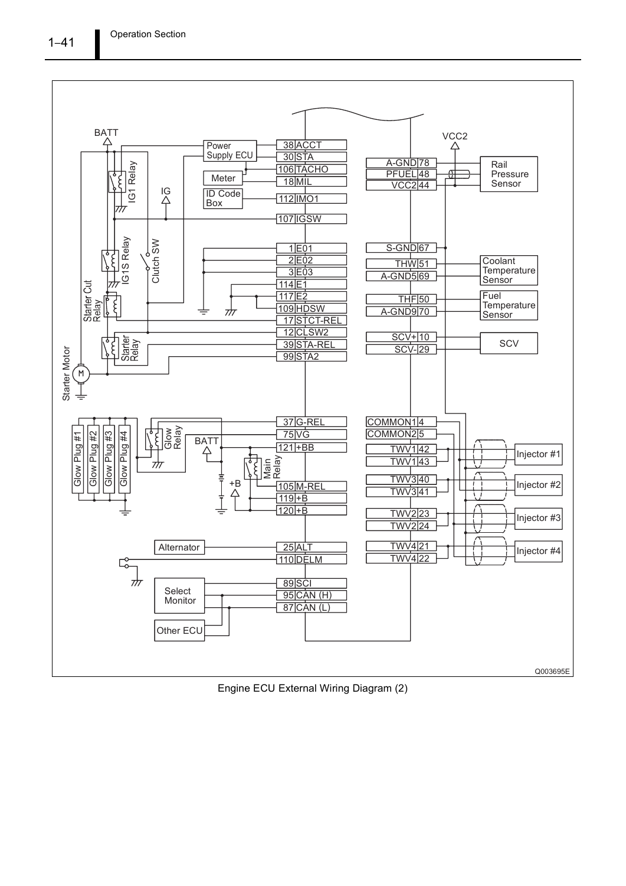| Pin | Terminal | Connected To |
|---|---|---|
| 38 | ACCT | Power Supply ECU |
| 30 | STA | Power Supply ECU |
| 106 | TACHO | |
| 18 | MIL | Meter |
| 112 | IMO1 | ID Code Box |
| 107 | IGSW | IG |
| 1 | E01 | |
| 2 | E02 | |
| 3 | E03 | |
| 114 | E1 | |
| 117 | E2 | |
| 109 | HDSW | |
| 17 | STCT-REL | Starter Cut Relay |
| 12 | CLSW2 | Clutch SW |
| 39 | STA-REL | Starter Relay |
| 99 | STA2 | Starter Motor |
| 37 | G-REL | Glow Relay |
| 75 | VG | Glow Plug #1, Glow Plug #2, Glow Plug #3, Glow Plug #4 |
| 121 | +BB | BATT |
| 105 | M-REL | Main Relay |
| 119 | +B | +B |
| 120 | +B | +B |
| 25 | ALT | Alternator |
| 110 | DELM | |
| 89 | SCI | Select Monitor |
| 95 | CAN (H) | Select Monitor, Other ECU |
| 87 | CAN (L) | Select Monitor, Other ECU |
| 78 | A-GND | Rail Pressure Sensor |
| 48 | PFUEL | Rail Pressure Sensor |
| 44 | VCC2 | Rail Pressure Sensor (VCC2) |
| 67 | S-GND | |
| 51 | THW | Coolant Temperature Sensor |
| 69 | A-GND5 | Coolant Temperature Sensor |
| 50 | THF | Fuel Temperature Sensor |
| 70 | A-GND9 | Fuel Temperature Sensor |
| 10 | SCV+ | SCV |
| 29 | SCV- | SCV |
| 4 | COMMON1 | |
| 5 | COMMON2 | |
| 42 | TWV1 | Injector #1 |
| 43 | TWV1 | Injector #1 |
| 40 | TWV3 | Injector #2 |
| 41 | TWV3 | Injector #2 |
| 23 | TWV2 | Injector #3 |
| 24 | TWV2 | Injector #3 |
| 21 | TWV4 | Injector #4 |
| 22 | TWV4 | Injector #4 |

Other diagram labels: BATT, IG1 Relay, IG1S Relay, Clutch SW, Starter Cut Relay, Starter Relay, Starter Motor, Glow Relay, Main Relay, VCC2

Q003695E

Engine ECU External Wiring Diagram (2)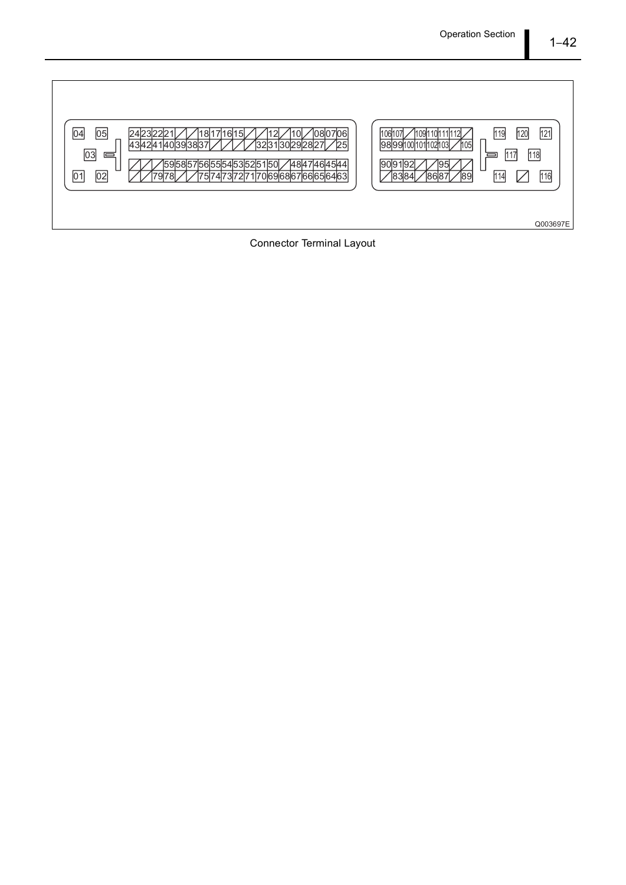| 04 | 05 | | 24 | 23 | 22 | 21 | / | / | 18 | 17 | 16 | 15 | / | / | 12 | / | 10 | / | 08 | 07 | 06 |
|---|---|---|---|---|---|---|---|---|---|---|---|---|---|---|---|---|---|---|---|---|---|
| | | | 43 | 42 | 41 | 40 | 39 | 38 | 37 | / | / | / | / | 32 | 31 | 30 | 29 | 28 | 27 | / | 25 |
| | 03 | | | | | | | | | | | | | | | | | | | | |
| | | | / | / | / | 59 | 58 | 57 | 56 | 55 | 54 | 53 | 52 | 51 | 50 | / | 48 | 47 | 46 | 45 | 44 |
| 01 | 02 | | / | / | 79 | 78 | / | / | 75 | 74 | 73 | 72 | 71 | 70 | 69 | 68 | 67 | 66 | 65 | 64 | 63 |

| 106 | 107 | / | 109 | 110 | 111 | 112 | / | | 119 | 120 | 121 |
|---|---|---|---|---|---|---|---|---|---|---|---|
| 98 | 99 | 100 | 101 | 102 | 103 | / | 105 | | | | |
| | | | | | | | | | | 117 | 118 |
| 90 | 91 | 92 | / | / | 95 | / | / | | | | |
| / | 83 | 84 | / | 86 | 87 | / | 89 | | 114 | / | 116 |

Q003697E

Connector Terminal Layout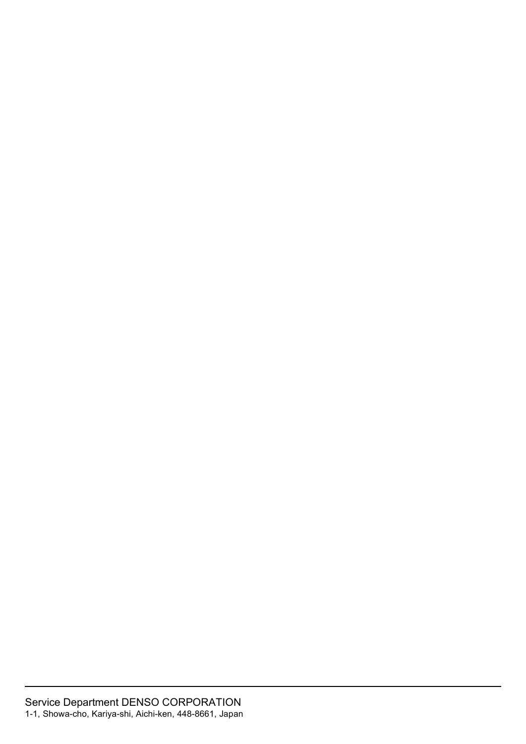Service Department DENSO CORPORATION

1-1, Showa-cho, Kariya-shi, Aichi-ken, 448-8661, Japan